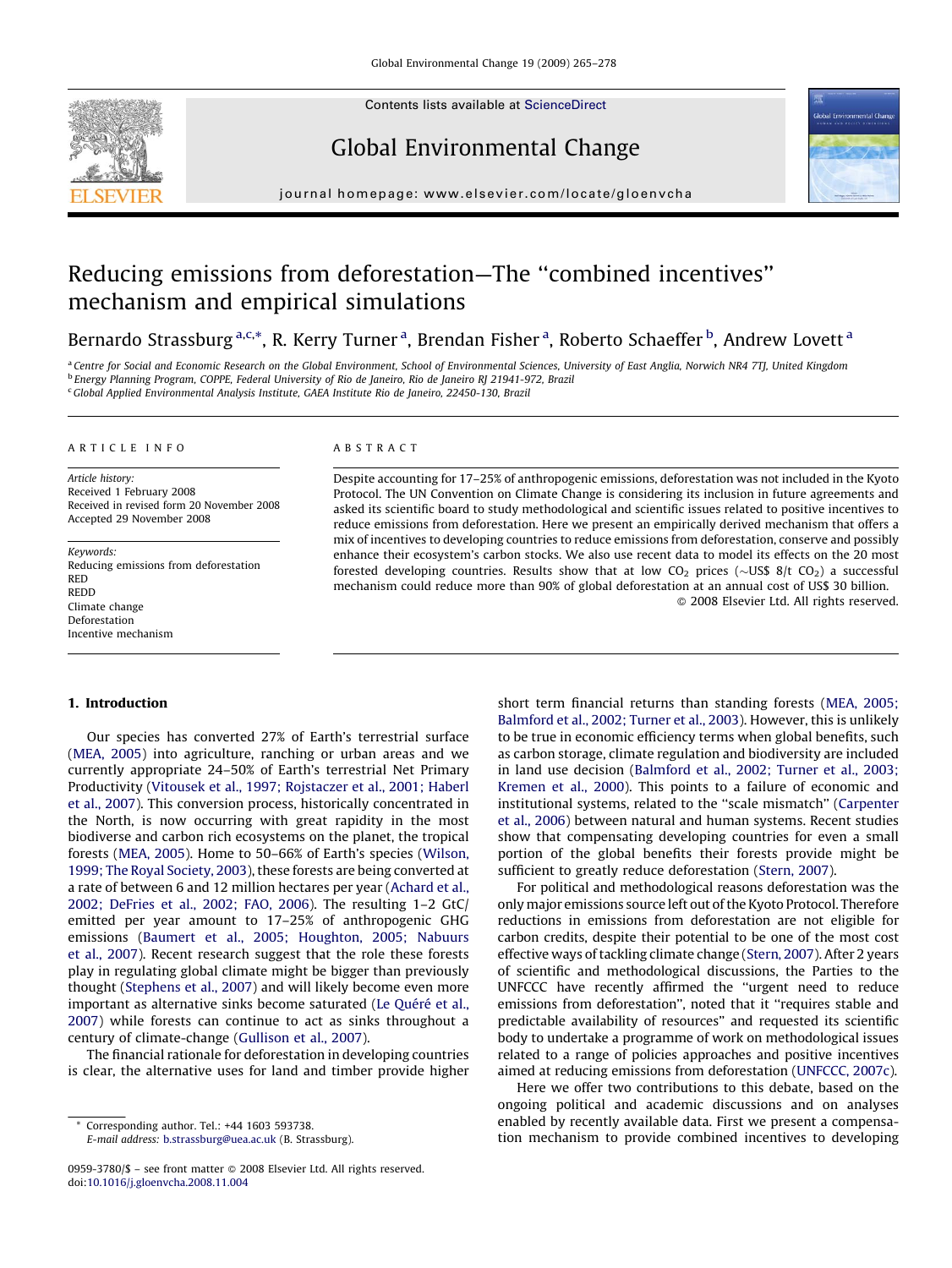# Reducing emissions from deforestation—The "combined incentives" mechanism and empirical simulations

Bernardo Strassburg [a,c,*], R. Kerry Turner [a], Brendan Fisher [a], Roberto Schaeffer [b], Andrew Lovett [a]

[a] Centre for Social and Economic Research on the Global Environment, School of Environmental Sciences, University of East Anglia, Norwich NR4 7TJ, United Kingdom
[b] Energy Planning Program, COPPE, Federal University of Rio de Janeiro, Rio de Janeiro RJ 21941-972, Brazil
[c] Global Applied Environmental Analysis Institute, GAEA Institute Rio de Janeiro, 22450-130, Brazil

## ARTICLE INFO

*Article history:*
Received 1 February 2008
Received in revised form 20 November 2008
Accepted 29 November 2008

*Keywords:*
Reducing emissions from deforestation
RED
REDD
Climate change
Deforestation
Incentive mechanism

## ABSTRACT

Despite accounting for 17–25% of anthropogenic emissions, deforestation was not included in the Kyoto Protocol. The UN Convention on Climate Change is considering its inclusion in future agreements and asked its scientific board to study methodological and scientific issues related to positive incentives to reduce emissions from deforestation. Here we present an empirically derived mechanism that offers a mix of incentives to developing countries to reduce emissions from deforestation, conserve and possibly enhance their ecosystem's carbon stocks. We also use recent data to model its effects on the 20 most forested developing countries. Results show that at low $CO_2$ prices (~US$ 8/t $CO_2$) a successful mechanism could reduce more than 90% of global deforestation at an annual cost of US$ 30 billion.

© 2008 Elsevier Ltd. All rights reserved.

## 1. Introduction

Our species has converted 27% of Earth's terrestrial surface (MEA, 2005) into agriculture, ranching or urban areas and we currently appropriate 24–50% of Earth's terrestrial Net Primary Productivity (Vitousek et al., 1997; Rojstaczer et al., 2001; Haberl et al., 2007). This conversion process, historically concentrated in the North, is now occurring with great rapidity in the most biodiverse and carbon rich ecosystems on the planet, the tropical forests (MEA, 2005). Home to 50–66% of Earth's species (Wilson, 1999; The Royal Society, 2003), these forests are being converted at a rate of between 6 and 12 million hectares per year (Achard et al., 2002; DeFries et al., 2002; FAO, 2006). The resulting 1–2 GtC/emitted per year amount to 17–25% of anthropogenic GHG emissions (Baumert et al., 2005; Houghton, 2005; Nabuurs et al., 2007). Recent research suggest that the role these forests play in regulating global climate might be bigger than previously thought (Stephens et al., 2007) and will likely become even more important as alternative sinks become saturated (Le Quéré et al., 2007) while forests can continue to act as sinks throughout a century of climate-change (Gullison et al., 2007).

The financial rationale for deforestation in developing countries is clear, the alternative uses for land and timber provide higher short term financial returns than standing forests (MEA, 2005; Balmford et al., 2002; Turner et al., 2003). However, this is unlikely to be true in economic efficiency terms when global benefits, such as carbon storage, climate regulation and biodiversity are included in land use decision (Balmford et al., 2002; Turner et al., 2003; Kremen et al., 2000). This points to a failure of economic and institutional systems, related to the "scale mismatch" (Carpenter et al., 2006) between natural and human systems. Recent studies show that compensating developing countries for even a small portion of the global benefits their forests provide might be sufficient to greatly reduce deforestation (Stern, 2007).

For political and methodological reasons deforestation was the only major emissions source left out of the Kyoto Protocol. Therefore reductions in emissions from deforestation are not eligible for carbon credits, despite their potential to be one of the most cost effective ways of tackling climate change (Stern, 2007). After 2 years of scientific and methodological discussions, the Parties to the UNFCCC have recently affirmed the "urgent need to reduce emissions from deforestation", noted that it "requires stable and predictable availability of resources" and requested its scientific body to undertake a programme of work on methodological issues related to a range of policies approaches and positive incentives aimed at reducing emissions from deforestation (UNFCCC, 2007c).

Here we offer two contributions to this debate, based on the ongoing political and academic discussions and on analyses enabled by recently available data. First we present a compensation mechanism to provide combined incentives to developing

* Corresponding author. Tel.: +44 1603 593738.
*E-mail address:* b.strassburg@uea.ac.uk (B. Strassburg).

0959-3780/$ – see front matter © 2008 Elsevier Ltd. All rights reserved.
doi:10.1016/j.gloenvcha.2008.11.004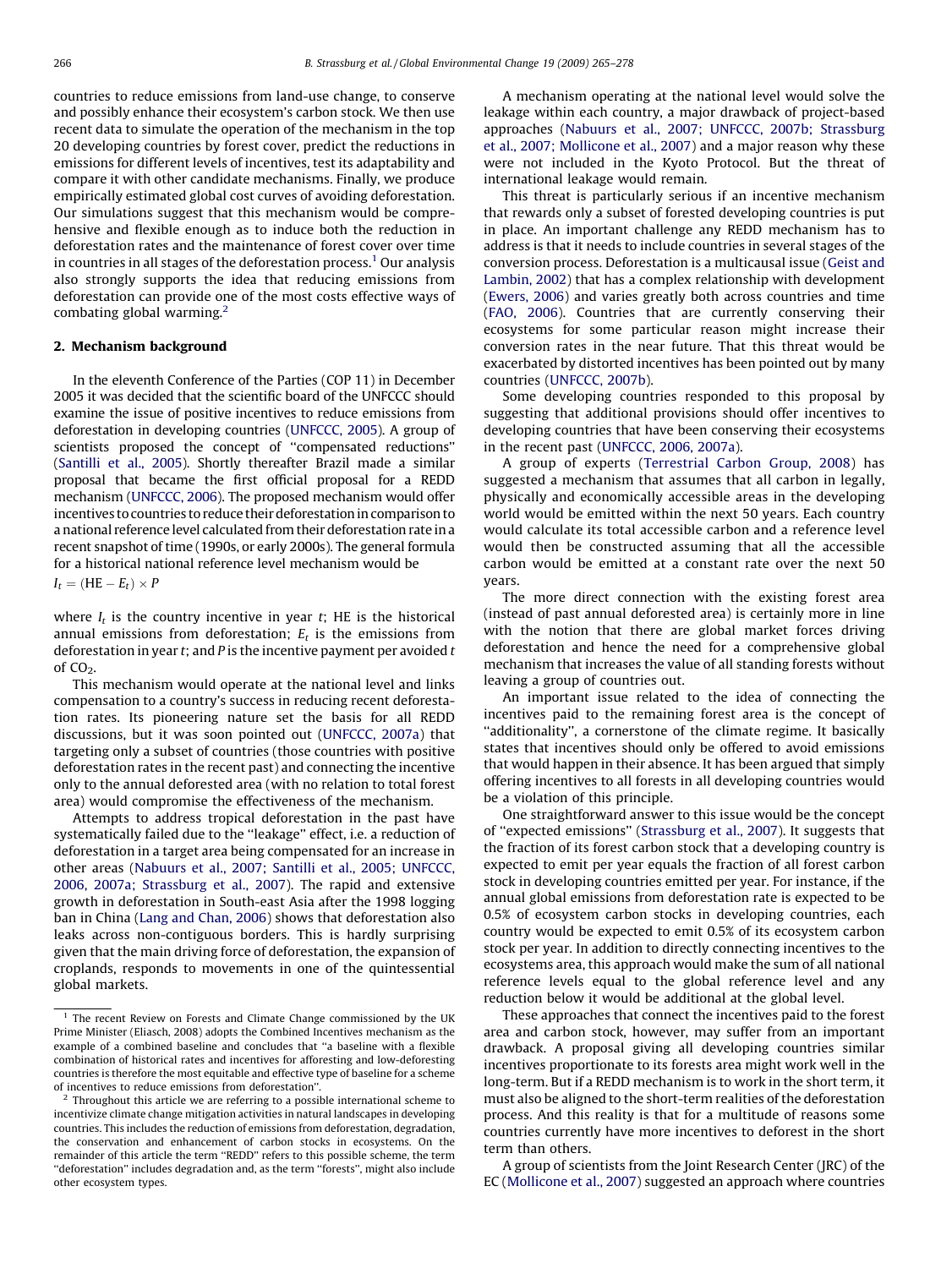countries to reduce emissions from land-use change, to conserve and possibly enhance their ecosystem's carbon stock. We then use recent data to simulate the operation of the mechanism in the top 20 developing countries by forest cover, predict the reductions in emissions for different levels of incentives, test its adaptability and compare it with other candidate mechanisms. Finally, we produce empirically estimated global cost curves of avoiding deforestation. Our simulations suggest that this mechanism would be comprehensive and flexible enough as to induce both the reduction in deforestation rates and the maintenance of forest cover over time in countries in all stages of the deforestation process.[1] Our analysis also strongly supports the idea that reducing emissions from deforestation can provide one of the most costs effective ways of combating global warming.[2]

## 2. Mechanism background

In the eleventh Conference of the Parties (COP 11) in December 2005 it was decided that the scientific board of the UNFCCC should examine the issue of positive incentives to reduce emissions from deforestation in developing countries (UNFCCC, 2005). A group of scientists proposed the concept of ''compensated reductions'' (Santilli et al., 2005). Shortly thereafter Brazil made a similar proposal that became the first official proposal for a REDD mechanism (UNFCCC, 2006). The proposed mechanism would offer incentives to countries to reduce their deforestation in comparison to a national reference level calculated from their deforestation rate in a recent snapshot of time (1990s, or early 2000s). The general formula for a historical national reference level mechanism would be

$$I_t = (\mathrm{HE} - E_t) \times P$$

where $I_t$ is the country incentive in year $t$; HE is the historical annual emissions from deforestation; $E_t$ is the emissions from deforestation in year $t$; and $P$ is the incentive payment per avoided $t$ of $CO_2$.

This mechanism would operate at the national level and links compensation to a country's success in reducing recent deforestation rates. Its pioneering nature set the basis for all REDD discussions, but it was soon pointed out (UNFCCC, 2007a) that targeting only a subset of countries (those countries with positive deforestation rates in the recent past) and connecting the incentive only to the annual deforested area (with no relation to total forest area) would compromise the effectiveness of the mechanism.

Attempts to address tropical deforestation in the past have systematically failed due to the ''leakage'' effect, i.e. a reduction of deforestation in a target area being compensated for an increase in other areas (Nabuurs et al., 2007; Santilli et al., 2005; UNFCCC, 2006, 2007a; Strassburg et al., 2007). The rapid and extensive growth in deforestation in South-east Asia after the 1998 logging ban in China (Lang and Chan, 2006) shows that deforestation also leaks across non-contiguous borders. This is hardly surprising given that the main driving force of deforestation, the expansion of croplands, responds to movements in one of the quintessential global markets.

A mechanism operating at the national level would solve the leakage within each country, a major drawback of project-based approaches (Nabuurs et al., 2007; UNFCCC, 2007b; Strassburg et al., 2007; Mollicone et al., 2007) and a major reason why these were not included in the Kyoto Protocol. But the threat of international leakage would remain.

This threat is particularly serious if an incentive mechanism that rewards only a subset of forested developing countries is put in place. An important challenge any REDD mechanism has to address is that it needs to include countries in several stages of the conversion process. Deforestation is a multicausal issue (Geist and Lambin, 2002) that has a complex relationship with development (Ewers, 2006) and varies greatly both across countries and time (FAO, 2006). Countries that are currently conserving their ecosystems for some particular reason might increase their conversion rates in the near future. That this threat would be exacerbated by distorted incentives has been pointed out by many countries (UNFCCC, 2007b).

Some developing countries responded to this proposal by suggesting that additional provisions should offer incentives to developing countries that have been conserving their ecosystems in the recent past (UNFCCC, 2006, 2007a).

A group of experts (Terrestrial Carbon Group, 2008) has suggested a mechanism that assumes that all carbon in legally, physically and economically accessible areas in the developing world would be emitted within the next 50 years. Each country would calculate its total accessible carbon and a reference level would then be constructed assuming that all the accessible carbon would be emitted at a constant rate over the next 50 years.

The more direct connection with the existing forest area (instead of past annual deforested area) is certainly more in line with the notion that there are global market forces driving deforestation and hence the need for a comprehensive global mechanism that increases the value of all standing forests without leaving a group of countries out.

An important issue related to the idea of connecting the incentives paid to the remaining forest area is the concept of ''additionality'', a cornerstone of the climate regime. It basically states that incentives should only be offered to avoid emissions that would happen in their absence. It has been argued that simply offering incentives to all forests in all developing countries would be a violation of this principle.

One straightforward answer to this issue would be the concept of ''expected emissions'' (Strassburg et al., 2007). It suggests that the fraction of its forest carbon stock that a developing country is expected to emit per year equals the fraction of all forest carbon stock in developing countries emitted per year. For instance, if the annual global emissions from deforestation rate is expected to be 0.5% of ecosystem carbon stocks in developing countries, each country would be expected to emit 0.5% of its ecosystem carbon stock per year. In addition to directly connecting incentives to the ecosystems area, this approach would make the sum of all national reference levels equal to the global reference level and any reduction below it would be additional at the global level.

These approaches that connect the incentives paid to the forest area and carbon stock, however, may suffer from an important drawback. A proposal giving all developing countries similar incentives proportionate to its forests area might work well in the long-term. But if a REDD mechanism is to work in the short term, it must also be aligned to the short-term realities of the deforestation process. And this reality is that for a multitude of reasons some countries currently have more incentives to deforest in the short term than others.

A group of scientists from the Joint Research Center (JRC) of the EC (Mollicone et al., 2007) suggested an approach where countries

---

[1] The recent Review on Forests and Climate Change commissioned by the UK Prime Minister (Eliasch, 2008) adopts the Combined Incentives mechanism as the example of a combined baseline and concludes that ''a baseline with a flexible combination of historical rates and incentives for afforesting and low-deforesting countries is therefore the most equitable and effective type of baseline for a scheme of incentives to reduce emissions from deforestation''.

[2] Throughout this article we are referring to a possible international scheme to incentivize climate change mitigation activities in natural landscapes in developing countries. This includes the reduction of emissions from deforestation, degradation, the conservation and enhancement of carbon stocks in ecosystems. On the remainder of this article the term ''REDD'' refers to this possible scheme, the term ''deforestation'' includes degradation and, as the term ''forests'', might also include other ecosystem types.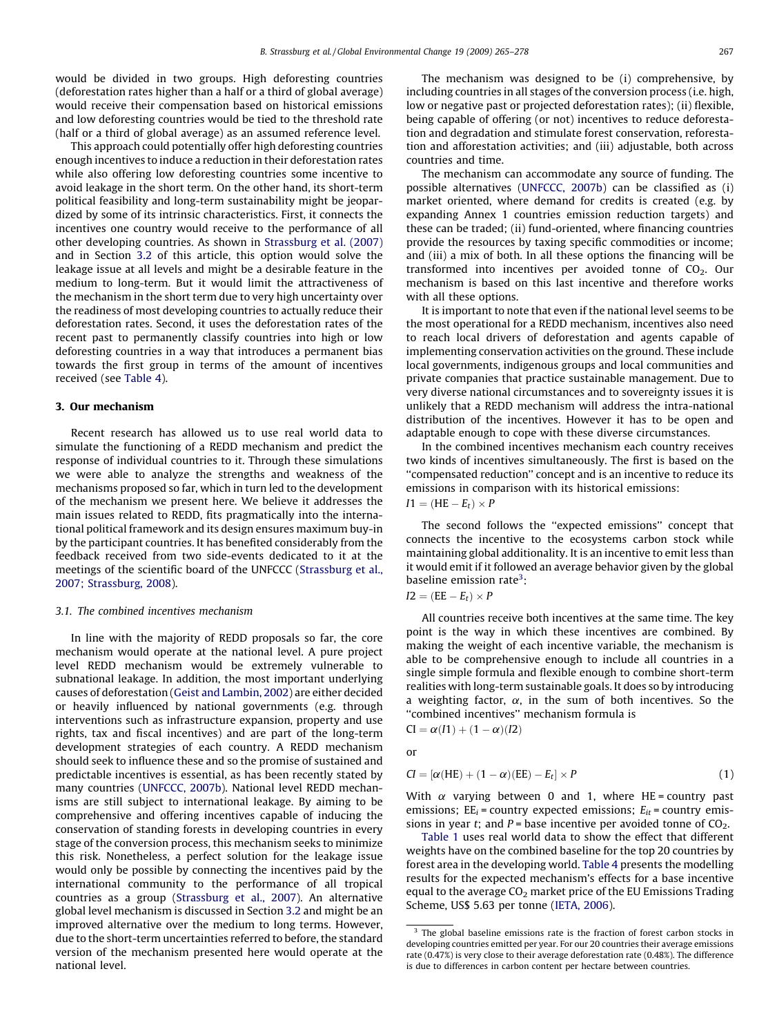would be divided in two groups. High deforesting countries (deforestation rates higher than a half or a third of global average) would receive their compensation based on historical emissions and low deforesting countries would be tied to the threshold rate (half or a third of global average) as an assumed reference level.

This approach could potentially offer high deforesting countries enough incentives to induce a reduction in their deforestation rates while also offering low deforesting countries some incentive to avoid leakage in the short term. On the other hand, its short-term political feasibility and long-term sustainability might be jeopardized by some of its intrinsic characteristics. First, it connects the incentives one country would receive to the performance of all other developing countries. As shown in Strassburg et al. (2007) and in Section 3.2 of this article, this option would solve the leakage issue at all levels and might be a desirable feature in the medium to long-term. But it would limit the attractiveness of the mechanism in the short term due to very high uncertainty over the readiness of most developing countries to actually reduce their deforestation rates. Second, it uses the deforestation rates of the recent past to permanently classify countries into high or low deforesting countries in a way that introduces a permanent bias towards the first group in terms of the amount of incentives received (see Table 4).

## 3. Our mechanism

Recent research has allowed us to use real world data to simulate the functioning of a REDD mechanism and predict the response of individual countries to it. Through these simulations we were able to analyze the strengths and weakness of the mechanisms proposed so far, which in turn led to the development of the mechanism we present here. We believe it addresses the main issues related to REDD, fits pragmatically into the international political framework and its design ensures maximum buy-in by the participant countries. It has benefited considerably from the feedback received from two side-events dedicated to it at the meetings of the scientific board of the UNFCCC (Strassburg et al., 2007; Strassburg, 2008).

### 3.1. The combined incentives mechanism

In line with the majority of REDD proposals so far, the core mechanism would operate at the national level. A pure project level REDD mechanism would be extremely vulnerable to subnational leakage. In addition, the most important underlying causes of deforestation (Geist and Lambin, 2002) are either decided or heavily influenced by national governments (e.g. through interventions such as infrastructure expansion, property and use rights, tax and fiscal incentives) and are part of the long-term development strategies of each country. A REDD mechanism should seek to influence these and so the promise of sustained and predictable incentives is essential, as has been recently stated by many countries (UNFCCC, 2007b). National level REDD mechanisms are still subject to international leakage. By aiming to be comprehensive and offering incentives capable of inducing the conservation of standing forests in developing countries in every stage of the conversion process, this mechanism seeks to minimize this risk. Nonetheless, a perfect solution for the leakage issue would only be possible by connecting the incentives paid by the international community to the performance of all tropical countries as a group (Strassburg et al., 2007). An alternative global level mechanism is discussed in Section 3.2 and might be an improved alternative over the medium to long terms. However, due to the short-term uncertainties referred to before, the standard version of the mechanism presented here would operate at the national level.

The mechanism was designed to be (i) comprehensive, by including countries in all stages of the conversion process (i.e. high, low or negative past or projected deforestation rates); (ii) flexible, being capable of offering (or not) incentives to reduce deforestation and degradation and stimulate forest conservation, reforestation and afforestation activities; and (iii) adjustable, both across countries and time.

The mechanism can accommodate any source of funding. The possible alternatives (UNFCCC, 2007b) can be classified as (i) market oriented, where demand for credits is created (e.g. by expanding Annex 1 countries emission reduction targets) and these can be traded; (ii) fund-oriented, where financing countries provide the resources by taxing specific commodities or income; and (iii) a mix of both. In all these options the financing will be transformed into incentives per avoided tonne of $CO_2$. Our mechanism is based on this last incentive and therefore works with all these options.

It is important to note that even if the national level seems to be the most operational for a REDD mechanism, incentives also need to reach local drivers of deforestation and agents capable of implementing conservation activities on the ground. These include local governments, indigenous groups and local communities and private companies that practice sustainable management. Due to very diverse national circumstances and to sovereignty issues it is unlikely that a REDD mechanism will address the intra-national distribution of the incentives. However it has to be open and adaptable enough to cope with these diverse circumstances.

In the combined incentives mechanism each country receives two kinds of incentives simultaneously. The first is based on the "compensated reduction" concept and is an incentive to reduce its emissions in comparison with its historical emissions:

$$I1 = (\mathrm{HE} - E_t) \times P$$

The second follows the "expected emissions" concept that connects the incentive to the ecosystems carbon stock while maintaining global additionality. It is an incentive to emit less than it would emit if it followed an average behavior given by the global baseline emission rate[3]:

$$I2 = (\mathrm{EE} - E_t) \times P$$

All countries receive both incentives at the same time. The key point is the way in which these incentives are combined. By making the weight of each incentive variable, the mechanism is able to be comprehensive enough to include all countries in a single simple formula and flexible enough to combine short-term realities with long-term sustainable goals. It does so by introducing a weighting factor, $\alpha$, in the sum of both incentives. So the "combined incentives" mechanism formula is

$$\mathrm{CI} = \alpha(I1) + (1 - \alpha)(I2)$$

or

$$CI = [\alpha(\mathrm{HE}) + (1 - \alpha)(\mathrm{EE}) - E_t] \times P \tag{1}$$

With $\alpha$ varying between 0 and 1, where HE = country past emissions; $\mathrm{EE}_i$ = country expected emissions; $E_{it}$ = country emissions in year $t$; and $P$ = base incentive per avoided tonne of $CO_2$.

Table 1 uses real world data to show the effect that different weights have on the combined baseline for the top 20 countries by forest area in the developing world. Table 4 presents the modelling results for the expected mechanism's effects for a base incentive equal to the average $CO_2$ market price of the EU Emissions Trading Scheme, US$ 5.63 per tonne (IETA, 2006).

[3] The global baseline emissions rate is the fraction of forest carbon stocks in developing countries emitted per year. For our 20 countries their average emissions rate (0.47%) is very close to their average deforestation rate (0.48%). The difference is due to differences in carbon content per hectare between countries.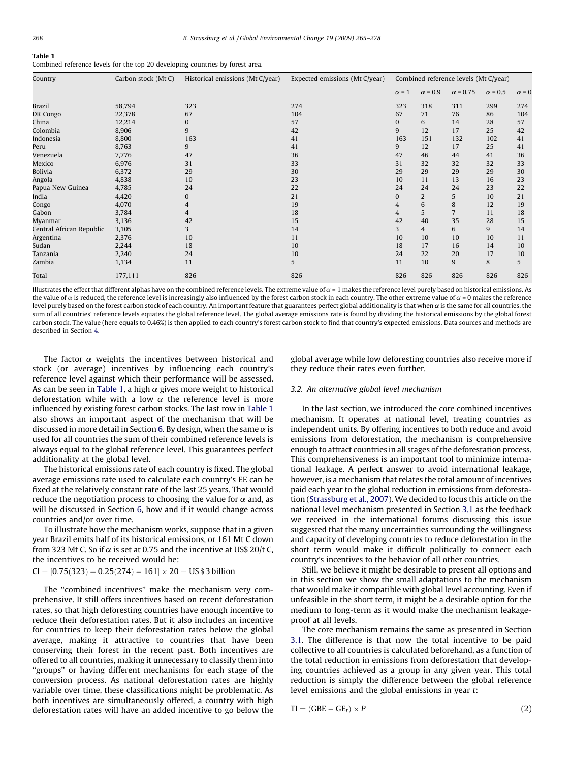**Table 1**
Combined reference levels for the top 20 developing countries by forest area.

| Country | Carbon stock (Mt C) | Historical emissions (Mt C/year) | Expected emissions (Mt C/year) | Combined reference levels (Mt C/year) | | | | |
|---|---|---|---|---|---|---|---|---|
| | | | | $\alpha = 1$ | $\alpha = 0.9$ | $\alpha = 0.75$ | $\alpha = 0.5$ | $\alpha = 0$ |
| Brazil | 58,794 | 323 | 274 | 323 | 318 | 311 | 299 | 274 |
| DR Congo | 22,378 | 67 | 104 | 67 | 71 | 76 | 86 | 104 |
| China | 12,214 | 0 | 57 | 0 | 6 | 14 | 28 | 57 |
| Colombia | 8,906 | 9 | 42 | 9 | 12 | 17 | 25 | 42 |
| Indonesia | 8,800 | 163 | 41 | 163 | 151 | 132 | 102 | 41 |
| Peru | 8,763 | 9 | 41 | 9 | 12 | 17 | 25 | 41 |
| Venezuela | 7,776 | 47 | 36 | 47 | 46 | 44 | 41 | 36 |
| Mexico | 6,976 | 31 | 33 | 31 | 32 | 32 | 32 | 33 |
| Bolivia | 6,372 | 29 | 30 | 29 | 29 | 29 | 29 | 30 |
| Angola | 4,838 | 10 | 23 | 10 | 11 | 13 | 16 | 23 |
| Papua New Guinea | 4,785 | 24 | 22 | 24 | 24 | 24 | 23 | 22 |
| India | 4,420 | 0 | 21 | 0 | 2 | 5 | 10 | 21 |
| Congo | 4,070 | 4 | 19 | 4 | 6 | 8 | 12 | 19 |
| Gabon | 3,784 | 4 | 18 | 4 | 5 | 7 | 11 | 18 |
| Myanmar | 3,136 | 42 | 15 | 42 | 40 | 35 | 28 | 15 |
| Central African Republic | 3,105 | 3 | 14 | 3 | 4 | 6 | 9 | 14 |
| Argentina | 2,376 | 10 | 11 | 10 | 10 | 10 | 10 | 11 |
| Sudan | 2,244 | 18 | 10 | 18 | 17 | 16 | 14 | 10 |
| Tanzania | 2,240 | 24 | 10 | 24 | 22 | 20 | 17 | 10 |
| Zambia | 1,134 | 11 | 5 | 11 | 10 | 9 | 8 | 5 |
| Total | 177,111 | 826 | 826 | 826 | 826 | 826 | 826 | 826 |

Illustrates the effect that different alphas have on the combined reference levels. The extreme value of $\alpha = 1$ makes the reference level purely based on historical emissions. As the value of $\alpha$ is reduced, the reference level is increasingly also influenced by the forest carbon stock in each country. The other extreme value of $\alpha = 0$ makes the reference level purely based on the forest carbon stock of each country. An important feature that guarantees perfect global additionality is that when $\alpha$ is the same for all countries, the sum of all countries' reference levels equates the global reference level. The global average emissions rate is found by dividing the historical emissions by the global forest carbon stock. The value (here equals to 0.46%) is then applied to each country's forest carbon stock to find that country's expected emissions. Data sources and methods are described in Section 4.

The factor $\alpha$ weights the incentives between historical and stock (or average) incentives by influencing each country's reference level against which their performance will be assessed. As can be seen in Table 1, a high $\alpha$ gives more weight to historical deforestation while with a low $\alpha$ the reference level is more influenced by existing forest carbon stocks. The last row in Table 1 also shows an important aspect of the mechanism that will be discussed in more detail in Section 6. By design, when the same $\alpha$ is used for all countries the sum of their combined reference levels is always equal to the global reference level. This guarantees perfect additionality at the global level.

The historical emissions rate of each country is fixed. The global average emissions rate used to calculate each country's EE can be fixed at the relatively constant rate of the last 25 years. That would reduce the negotiation process to choosing the value for $\alpha$ and, as will be discussed in Section 6, how and if it would change across countries and/or over time.

To illustrate how the mechanism works, suppose that in a given year Brazil emits half of its historical emissions, or 161 Mt C down from 323 Mt C. So if $\alpha$ is set at 0.75 and the incentive at US$ 20/t C, the incentives to be received would be:

$$\text{CI} = [0.75(323) + 0.25(274) - 161] \times 20 = \text{US\$ 3 billion}$$

The "combined incentives" make the mechanism very comprehensive. It still offers incentives based on recent deforestation rates, so that high deforesting countries have enough incentive to reduce their deforestation rates. But it also includes an incentive for countries to keep their deforestation rates below the global average, making it attractive to countries that have been conserving their forest in the recent past. Both incentives are offered to all countries, making it unnecessary to classify them into "groups" or having different mechanisms for each stage of the conversion process. As national deforestation rates are highly variable over time, these classifications might be problematic. As both incentives are simultaneously offered, a country with high deforestation rates will have an added incentive to go below the global average while low deforesting countries also receive more if they reduce their rates even further.

### 3.2. An alternative global level mechanism

In the last section, we introduced the core combined incentives mechanism. It operates at national level, treating countries as independent units. By offering incentives to both reduce and avoid emissions from deforestation, the mechanism is comprehensive enough to attract countries in all stages of the deforestation process. This comprehensiveness is an important tool to minimize international leakage. A perfect answer to avoid international leakage, however, is a mechanism that relates the total amount of incentives paid each year to the global reduction in emissions from deforestation (Strassburg et al., 2007). We decided to focus this article on the national level mechanism presented in Section 3.1 as the feedback we received in the international forums discussing this issue suggested that the many uncertainties surrounding the willingness and capacity of developing countries to reduce deforestation in the short term would make it difficult politically to connect each country's incentives to the behavior of all other countries.

Still, we believe it might be desirable to present all options and in this section we show the small adaptations to the mechanism that would make it compatible with global level accounting. Even if unfeasible in the short term, it might be a desirable option for the medium to long-term as it would make the mechanism leakage-proof at all levels.

The core mechanism remains the same as presented in Section 3.1. The difference is that now the total incentive to be paid collective to all countries is calculated beforehand, as a function of the total reduction in emissions from deforestation that developing countries achieved as a group in any given year. This total reduction is simply the difference between the global reference level emissions and the global emissions in year $t$:

$$\text{TI} = (\text{GBE} - \text{GE}_t) \times P \tag{2}$$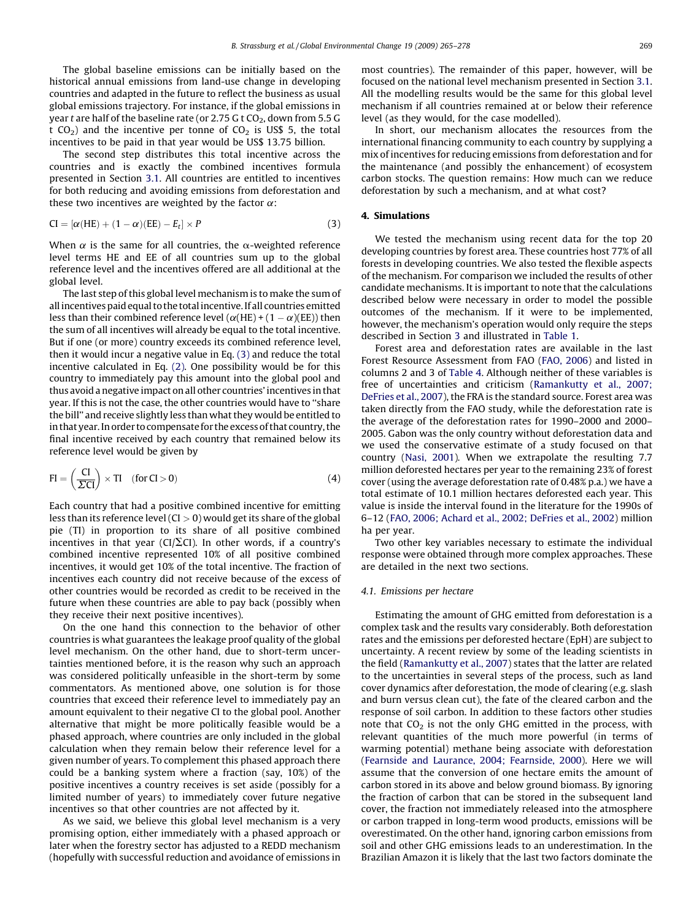The global baseline emissions can be initially based on the historical annual emissions from land-use change in developing countries and adapted in the future to reflect the business as usual global emissions trajectory. For instance, if the global emissions in year $t$ are half of the baseline rate (or 2.75 G t $CO_2$, down from 5.5 G t $CO_2$) and the incentive per tonne of $CO_2$ is US$ 5, the total incentives to be paid in that year would be US$ 13.75 billion.

The second step distributes this total incentive across the countries and is exactly the combined incentives formula presented in Section 3.1. All countries are entitled to incentives for both reducing and avoiding emissions from deforestation and these two incentives are weighted by the factor $\alpha$:

$$\mathrm{CI} = [\alpha(\mathrm{HE}) + (1-\alpha)(\mathrm{EE}) - E_t] \times P \tag{3}$$

When $\alpha$ is the same for all countries, the $\alpha$-weighted reference level terms HE and EE of all countries sum up to the global reference level and the incentives offered are all additional at the global level.

The last step of this global level mechanism is to make the sum of all incentives paid equal to the total incentive. If all countries emitted less than their combined reference level ($\alpha$(HE) + (1 − $\alpha$)(EE)) then the sum of all incentives will already be equal to the total incentive. But if one (or more) country exceeds its combined reference level, then it would incur a negative value in Eq. (3) and reduce the total incentive calculated in Eq. (2). One possibility would be for this country to immediately pay this amount into the global pool and thus avoid a negative impact on all other countries' incentives in that year. If this is not the case, the other countries would have to "share the bill" and receive slightly less than what they would be entitled to in that year. In order to compensate for the excess of that country, the final incentive received by each country that remained below its reference level would be given by

$$\mathrm{FI} = \left(\frac{\mathrm{CI}}{\Sigma \mathrm{CI}}\right) \times \mathrm{TI} \quad (\text{for CI} > 0) \tag{4}$$

Each country that had a positive combined incentive for emitting less than its reference level (CI > 0) would get its share of the global pie (TI) in proportion to its share of all positive combined incentives in that year (CI/$\Sigma$CI). In other words, if a country's combined incentive represented 10% of all positive combined incentives, it would get 10% of the total incentive. The fraction of incentives each country did not receive because of the excess of other countries would be recorded as credit to be received in the future when these countries are able to pay back (possibly when they receive their next positive incentives).

On the one hand this connection to the behavior of other countries is what guarantees the leakage proof quality of the global level mechanism. On the other hand, due to short-term uncertainties mentioned before, it is the reason why such an approach was considered politically unfeasible in the short-term by some commentators. As mentioned above, one solution is for those countries that exceed their reference level to immediately pay an amount equivalent to their negative CI to the global pool. Another alternative that might be more politically feasible would be a phased approach, where countries are only included in the global calculation when they remain below their reference level for a given number of years. To complement this phased approach there could be a banking system where a fraction (say, 10%) of the positive incentives a country receives is set aside (possibly for a limited number of years) to immediately cover future negative incentives so that other countries are not affected by it.

As we said, we believe this global level mechanism is a very promising option, either immediately with a phased approach or later when the forestry sector has adjusted to a REDD mechanism (hopefully with successful reduction and avoidance of emissions in most countries). The remainder of this paper, however, will be focused on the national level mechanism presented in Section 3.1. All the modelling results would be the same for this global level mechanism if all countries remained at or below their reference level (as they would, for the case modelled).

In short, our mechanism allocates the resources from the international financing community to each country by supplying a mix of incentives for reducing emissions from deforestation and for the maintenance (and possibly the enhancement) of ecosystem carbon stocks. The question remains: How much can we reduce deforestation by such a mechanism, and at what cost?

## 4. Simulations

We tested the mechanism using recent data for the top 20 developing countries by forest area. These countries host 77% of all forests in developing countries. We also tested the flexible aspects of the mechanism. For comparison we included the results of other candidate mechanisms. It is important to note that the calculations described below were necessary in order to model the possible outcomes of the mechanism. If it were to be implemented, however, the mechanism's operation would only require the steps described in Section 3 and illustrated in Table 1.

Forest area and deforestation rates are available in the last Forest Resource Assessment from FAO (FAO, 2006) and listed in columns 2 and 3 of Table 4. Although neither of these variables is free of uncertainties and criticism (Ramankutty et al., 2007; DeFries et al., 2007), the FRA is the standard source. Forest area was taken directly from the FAO study, while the deforestation rate is the average of the deforestation rates for 1990–2000 and 2000–2005. Gabon was the only country without deforestation data and we used the conservative estimate of a study focused on that country (Nasi, 2001). When we extrapolate the resulting 7.7 million deforested hectares per year to the remaining 23% of forest cover (using the average deforestation rate of 0.48% p.a.) we have a total estimate of 10.1 million hectares deforested each year. This value is inside the interval found in the literature for the 1990s of 6–12 (FAO, 2006; Achard et al., 2002; DeFries et al., 2002) million ha per year.

Two other key variables necessary to estimate the individual response were obtained through more complex approaches. These are detailed in the next two sections.

### 4.1. Emissions per hectare

Estimating the amount of GHG emitted from deforestation is a complex task and the results vary considerably. Both deforestation rates and the emissions per deforested hectare (EpH) are subject to uncertainty. A recent review by some of the leading scientists in the field (Ramankutty et al., 2007) states that the latter are related to the uncertainties in several steps of the process, such as land cover dynamics after deforestation, the mode of clearing (e.g. slash and burn versus clean cut), the fate of the cleared carbon and the response of soil carbon. In addition to these factors other studies note that $CO_2$ is not the only GHG emitted in the process, with relevant quantities of the much more powerful (in terms of warming potential) methane being associate with deforestation (Fearnside and Laurance, 2004; Fearnside, 2000). Here we will assume that the conversion of one hectare emits the amount of carbon stored in its above and below ground biomass. By ignoring the fraction of carbon that can be stored in the subsequent land cover, the fraction not immediately released into the atmosphere or carbon trapped in long-term wood products, emissions will be overestimated. On the other hand, ignoring carbon emissions from soil and other GHG emissions leads to an underestimation. In the Brazilian Amazon it is likely that the last two factors dominate the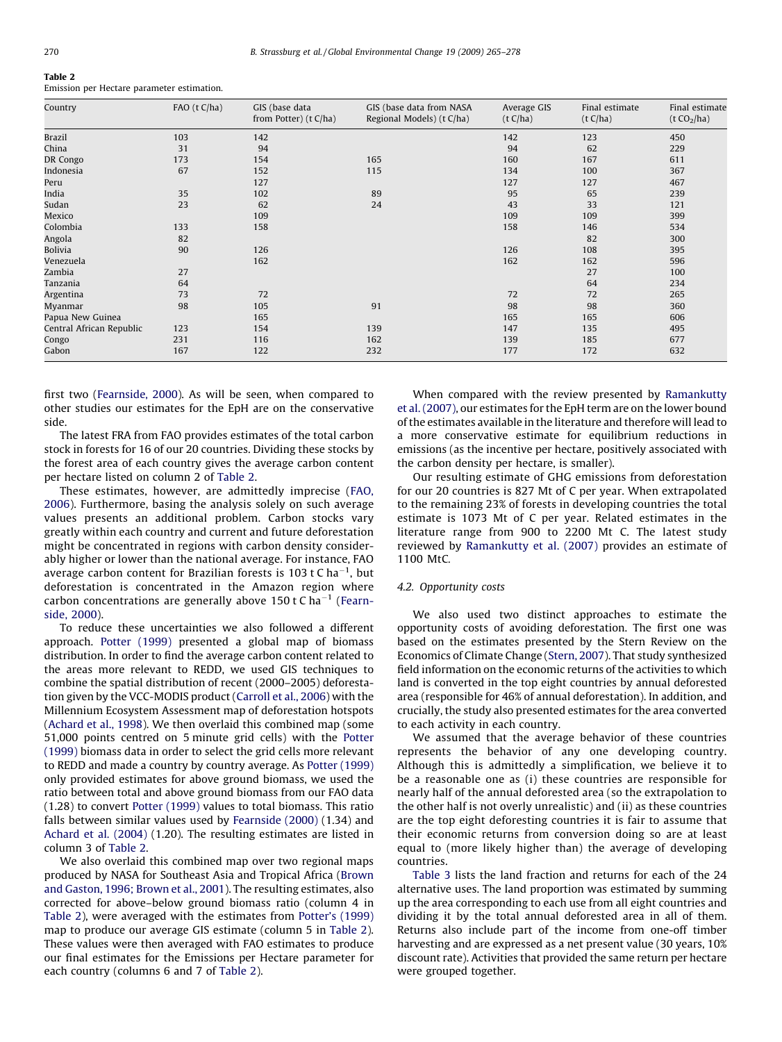**Table 2**
Emission per Hectare parameter estimation.

| Country | FAO (t C/ha) | GIS (base data from Potter) (t C/ha) | GIS (base data from NASA Regional Models) (t C/ha) | Average GIS (t C/ha) | Final estimate (t C/ha) | Final estimate (t $CO_2$/ha) |
|---|---|---|---|---|---|---|
| Brazil | 103 | 142 | | 142 | 123 | 450 |
| China | 31 | 94 | | 94 | 62 | 229 |
| DR Congo | 173 | 154 | 165 | 160 | 167 | 611 |
| Indonesia | 67 | 152 | 115 | 134 | 100 | 367 |
| Peru | | 127 | | 127 | 127 | 467 |
| India | 35 | 102 | 89 | 95 | 65 | 239 |
| Sudan | 23 | 62 | 24 | 43 | 33 | 121 |
| Mexico | | 109 | | 109 | 109 | 399 |
| Colombia | 133 | 158 | | 158 | 146 | 534 |
| Angola | 82 | | | | 82 | 300 |
| Bolivia | 90 | 126 | | 126 | 108 | 395 |
| Venezuela | | 162 | | 162 | 162 | 596 |
| Zambia | 27 | | | | 27 | 100 |
| Tanzania | 64 | | | | 64 | 234 |
| Argentina | 73 | 72 | | 72 | 72 | 265 |
| Myanmar | 98 | 105 | 91 | 98 | 98 | 360 |
| Papua New Guinea | | 165 | | 165 | 165 | 606 |
| Central African Republic | 123 | 154 | 139 | 147 | 135 | 495 |
| Congo | 231 | 116 | 162 | 139 | 185 | 677 |
| Gabon | 167 | 122 | 232 | 177 | 172 | 632 |

first two (Fearnside, 2000). As will be seen, when compared to other studies our estimates for the EpH are on the conservative side.

The latest FRA from FAO provides estimates of the total carbon stock in forests for 16 of our 20 countries. Dividing these stocks by the forest area of each country gives the average carbon content per hectare listed on column 2 of Table 2.

These estimates, however, are admittedly imprecise (FAO, 2006). Furthermore, basing the analysis solely on such average values presents an additional problem. Carbon stocks vary greatly within each country and current and future deforestation might be concentrated in regions with carbon density considerably higher or lower than the national average. For instance, FAO average carbon content for Brazilian forests is 103 t C ha$^{-1}$, but deforestation is concentrated in the Amazon region where carbon concentrations are generally above 150 t C ha$^{-1}$ (Fearnside, 2000).

To reduce these uncertainties we also followed a different approach. Potter (1999) presented a global map of biomass distribution. In order to find the average carbon content related to the areas more relevant to REDD, we used GIS techniques to combine the spatial distribution of recent (2000–2005) deforestation given by the VCC-MODIS product (Carroll et al., 2006) with the Millennium Ecosystem Assessment map of deforestation hotspots (Achard et al., 1998). We then overlaid this combined map (some 51,000 points centred on 5 minute grid cells) with the Potter (1999) biomass data in order to select the grid cells more relevant to REDD and made a country by country average. As Potter (1999) only provided estimates for above ground biomass, we used the ratio between total and above ground biomass from our FAO data (1.28) to convert Potter (1999) values to total biomass. This ratio falls between similar values used by Fearnside (2000) (1.34) and Achard et al. (2004) (1.20). The resulting estimates are listed in column 3 of Table 2.

We also overlaid this combined map over two regional maps produced by NASA for Southeast Asia and Tropical Africa (Brown and Gaston, 1996; Brown et al., 2001). The resulting estimates, also corrected for above–below ground biomass ratio (column 4 in Table 2), were averaged with the estimates from Potter's (1999) map to produce our average GIS estimate (column 5 in Table 2). These values were then averaged with FAO estimates to produce our final estimates for the Emissions per Hectare parameter for each country (columns 6 and 7 of Table 2).

When compared with the review presented by Ramankutty et al. (2007), our estimates for the EpH term are on the lower bound of the estimates available in the literature and therefore will lead to a more conservative estimate for equilibrium reductions in emissions (as the incentive per hectare, positively associated with the carbon density per hectare, is smaller).

Our resulting estimate of GHG emissions from deforestation for our 20 countries is 827 Mt of C per year. When extrapolated to the remaining 23% of forests in developing countries the total estimate is 1073 Mt of C per year. Related estimates in the literature range from 900 to 2200 Mt C. The latest study reviewed by Ramankutty et al. (2007) provides an estimate of 1100 MtC.

### 4.2. Opportunity costs

We also used two distinct approaches to estimate the opportunity costs of avoiding deforestation. The first one was based on the estimates presented by the Stern Review on the Economics of Climate Change (Stern, 2007). That study synthesized field information on the economic returns of the activities to which land is converted in the top eight countries by annual deforested area (responsible for 46% of annual deforestation). In addition, and crucially, the study also presented estimates for the area converted to each activity in each country.

We assumed that the average behavior of these countries represents the behavior of any one developing country. Although this is admittedly a simplification, we believe it to be a reasonable one as (i) these countries are responsible for nearly half of the annual deforested area (so the extrapolation to the other half is not overly unrealistic) and (ii) as these countries are the top eight deforesting countries it is fair to assume that their economic returns from conversion doing so are at least equal to (more likely higher than) the average of developing countries.

Table 3 lists the land fraction and returns for each of the 24 alternative uses. The land proportion was estimated by summing up the area corresponding to each use from all eight countries and dividing it by the total annual deforested area in all of them. Returns also include part of the income from one-off timber harvesting and are expressed as a net present value (30 years, 10% discount rate). Activities that provided the same return per hectare were grouped together.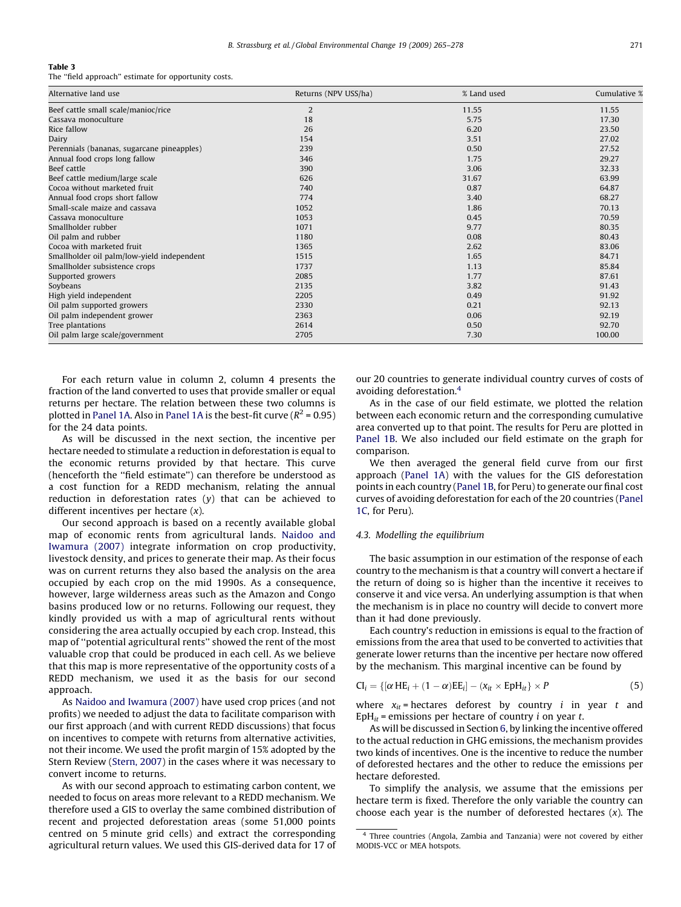**Table 3**
The "field approach" estimate for opportunity costs.

| Alternative land use | Returns (NPV US$/ha) | % Land used | Cumulative % |
|---|---|---|---|
| Beef cattle small scale/manioc/rice | 2 | 11.55 | 11.55 |
| Cassava monoculture | 18 | 5.75 | 17.30 |
| Rice fallow | 26 | 6.20 | 23.50 |
| Dairy | 154 | 3.51 | 27.02 |
| Perennials (bananas, sugarcane pineapples) | 239 | 0.50 | 27.52 |
| Annual food crops long fallow | 346 | 1.75 | 29.27 |
| Beef cattle | 390 | 3.06 | 32.33 |
| Beef cattle medium/large scale | 626 | 31.67 | 63.99 |
| Cocoa without marketed fruit | 740 | 0.87 | 64.87 |
| Annual food crops short fallow | 774 | 3.40 | 68.27 |
| Small-scale maize and cassava | 1052 | 1.86 | 70.13 |
| Cassava monoculture | 1053 | 0.45 | 70.59 |
| Smallholder rubber | 1071 | 9.77 | 80.35 |
| Oil palm and rubber | 1180 | 0.08 | 80.43 |
| Cocoa with marketed fruit | 1365 | 2.62 | 83.06 |
| Smallholder oil palm/low-yield independent | 1515 | 1.65 | 84.71 |
| Smallholder subsistence crops | 1737 | 1.13 | 85.84 |
| Supported growers | 2085 | 1.77 | 87.61 |
| Soybeans | 2135 | 3.82 | 91.43 |
| High yield independent | 2205 | 0.49 | 91.92 |
| Oil palm supported growers | 2330 | 0.21 | 92.13 |
| Oil palm independent grower | 2363 | 0.06 | 92.19 |
| Tree plantations | 2614 | 0.50 | 92.70 |
| Oil palm large scale/government | 2705 | 7.30 | 100.00 |

For each return value in column 2, column 4 presents the fraction of the land converted to uses that provide smaller or equal returns per hectare. The relation between these two columns is plotted in Panel 1A. Also in Panel 1A is the best-fit curve ($R^2 = 0.95$) for the 24 data points.

As will be discussed in the next section, the incentive per hectare needed to stimulate a reduction in deforestation is equal to the economic returns provided by that hectare. This curve (henceforth the "field estimate") can therefore be understood as a cost function for a REDD mechanism, relating the annual reduction in deforestation rates ($y$) that can be achieved to different incentives per hectare ($x$).

Our second approach is based on a recently available global map of economic rents from agricultural lands. Naidoo and Iwamura (2007) integrate information on crop productivity, livestock density, and prices to generate their map. As their focus was on current returns they also based the analysis on the area occupied by each crop on the mid 1990s. As a consequence, however, large wilderness areas such as the Amazon and Congo basins produced low or no returns. Following our request, they kindly provided us with a map of agricultural rents without considering the area actually occupied by each crop. Instead, this map of "potential agricultural rents" showed the rent of the most valuable crop that could be produced in each cell. As we believe that this map is more representative of the opportunity costs of a REDD mechanism, we used it as the basis for our second approach.

As Naidoo and Iwamura (2007) have used crop prices (and not profits) we needed to adjust the data to facilitate comparison with our first approach (and with current REDD discussions) that focus on incentives to compete with returns from alternative activities, not their income. We used the profit margin of 15% adopted by the Stern Review (Stern, 2007) in the cases where it was necessary to convert income to returns.

As with our second approach to estimating carbon content, we needed to focus on areas more relevant to a REDD mechanism. We therefore used a GIS to overlay the same combined distribution of recent and projected deforestation areas (some 51,000 points centred on 5 minute grid cells) and extract the corresponding agricultural return values. We used this GIS-derived data for 17 of our 20 countries to generate individual country curves of costs of avoiding deforestation.[4]

As in the case of our field estimate, we plotted the relation between each economic return and the corresponding cumulative area converted up to that point. The results for Peru are plotted in Panel 1B. We also included our field estimate on the graph for comparison.

We then averaged the general field curve from our first approach (Panel 1A) with the values for the GIS deforestation points in each country (Panel 1B, for Peru) to generate our final cost curves of avoiding deforestation for each of the 20 countries (Panel 1C, for Peru).

### 4.3. Modelling the equilibrium

The basic assumption in our estimation of the response of each country to the mechanism is that a country will convert a hectare if the return of doing so is higher than the incentive it receives to conserve it and vice versa. An underlying assumption is that when the mechanism is in place no country will decide to convert more than it had done previously.

Each country's reduction in emissions is equal to the fraction of emissions from the area that used to be converted to activities that generate lower returns than the incentive per hectare now offered by the mechanism. This marginal incentive can be found by

$$\mathrm{CI}_i = \{[\alpha\,\mathrm{HE}_i + (1-\alpha)\mathrm{EE}_i] - (x_{it} \times \mathrm{EpH}_{it}\} \times P \tag{5}$$

where $x_{it}$ = hectares deforest by country $i$ in year $t$ and $\mathrm{EpH}_{it}$ = emissions per hectare of country $i$ on year $t$.

As will be discussed in Section 6, by linking the incentive offered to the actual reduction in GHG emissions, the mechanism provides two kinds of incentives. One is the incentive to reduce the number of deforested hectares and the other to reduce the emissions per hectare deforested.

To simplify the analysis, we assume that the emissions per hectare term is fixed. Therefore the only variable the country can choose each year is the number of deforested hectares ($x$). The

[4] Three countries (Angola, Zambia and Tanzania) were not covered by either MODIS-VCC or MEA hotspots.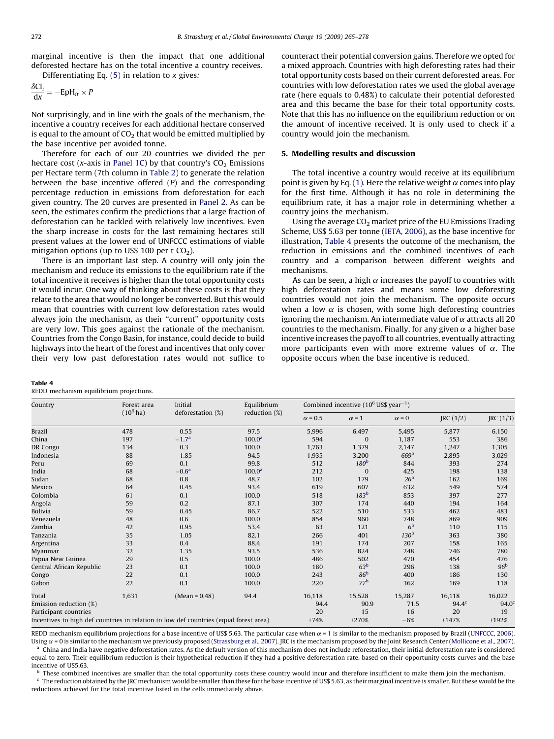marginal incentive is then the impact that one additional deforested hectare has on the total incentive a country receives.

Differentiating Eq. (5) in relation to $x$ gives:

$$\frac{\delta CI_i}{dx} = -EpH_{it} \times P$$

Not surprisingly, and in line with the goals of the mechanism, the incentive a country receives for each additional hectare conserved is equal to the amount of $CO_2$ that would be emitted multiplied by the base incentive per avoided tonne.

Therefore for each of our 20 countries we divided the per hectare cost ($x$-axis in Panel 1C) by that country's $CO_2$ Emissions per Hectare term (7th column in Table 2) to generate the relation between the base incentive offered ($P$) and the corresponding percentage reduction in emissions from deforestation for each given country. The 20 curves are presented in Panel 2. As can be seen, the estimates confirm the predictions that a large fraction of deforestation can be tackled with relatively low incentives. Even the sharp increase in costs for the last remaining hectares still present values at the lower end of UNFCCC estimations of viable mitigation options (up to US\$ 100 per t $CO_2$).

There is an important last step. A country will only join the mechanism and reduce its emissions to the equilibrium rate if the total incentive it receives is higher than the total opportunity costs it would incur. One way of thinking about these costs is that they relate to the area that would no longer be converted. But this would mean that countries with current low deforestation rates would always join the mechanism, as their "current" opportunity costs are very low. This goes against the rationale of the mechanism. Countries from the Congo Basin, for instance, could decide to build highways into the heart of the forest and incentives that only cover their very low past deforestation rates would not suffice to counteract their potential conversion gains. Therefore we opted for a mixed approach. Countries with high deforesting rates had their total opportunity costs based on their current deforested areas. For countries with low deforestation rates we used the global average rate (here equals to 0.48%) to calculate their potential deforested area and this became the base for their total opportunity costs. Note that this has no influence on the equilibrium reduction or on the amount of incentive received. It is only used to check if a country would join the mechanism.

## 5. Modelling results and discussion

The total incentive a country would receive at its equilibrium point is given by Eq. (1). Here the relative weight $\alpha$ comes into play for the first time. Although it has no role in determining the equilibrium rate, it has a major role in determining whether a country joins the mechanism.

Using the average $CO_2$ market price of the EU Emissions Trading Scheme, US\$ 5.63 per tonne (IETA, 2006), as the base incentive for illustration, Table 4 presents the outcome of the mechanism, the reduction in emissions and the combined incentives of each country and a comparison between different weights and mechanisms.

As can be seen, a high $\alpha$ increases the payoff to countries with high deforestation rates and means some low deforesting countries would not join the mechanism. The opposite occurs when a low $\alpha$ is chosen, with some high deforesting countries ignoring the mechanism. An intermediate value of $\alpha$ attracts all 20 countries to the mechanism. Finally, for any given $\alpha$ a higher base incentive increases the payoff to all countries, eventually attracting more participants even with more extreme values of $\alpha$. The opposite occurs when the base incentive is reduced.

**Table 4**
REDD mechanism equilibrium projections.

| Country | Forest area ($10^6$ ha) | Initial deforestation (%) | Equilibrium reduction (%) | Combined incentive ($10^6$ US\$ year$^{-1}$) | | | | |
|---|---|---|---|---|---|---|---|---|
| | | | | $\alpha$ = 0.5 | $\alpha$ = 1 | $\alpha$ = 0 | JRC (1/2) | JRC (1/3) |
| Brazil | 478 | 0.55 | 97.5 | 5,996 | 6,497 | 5,495 | 5,877 | 6,150 |
| China | 197 | −1.7[a] | 100.0[a] | 594 | 0 | 1,187 | 553 | 386 |
| DR Congo | 134 | 0.3 | 100.0 | 1,763 | 1,379 | 2,147 | 1,247 | 1,305 |
| Indonesia | 88 | 1.85 | 94.5 | 1,935 | 3,200 | *669*[b] | 2,895 | 3,029 |
| Peru | 69 | 0.1 | 99.8 | 512 | *180*[b] | 844 | 393 | 274 |
| India | 68 | −0.6[a] | 100.0[a] | 212 | 0 | 425 | 198 | 138 |
| Sudan | 68 | 0.8 | 48.7 | 102 | 179 | *26*[b] | 162 | 169 |
| Mexico | 64 | 0.45 | 93.4 | 619 | 607 | 632 | 549 | 574 |
| Colombia | 61 | 0.1 | 100.0 | 518 | *183*[b] | 853 | 397 | 277 |
| Angola | 59 | 0.2 | 87.1 | 307 | 174 | 440 | 194 | 164 |
| Bolivia | 59 | 0.45 | 86.7 | 522 | 510 | 533 | 462 | 483 |
| Venezuela | 48 | 0.6 | 100.0 | 854 | 960 | 748 | 869 | 909 |
| Zambia | 42 | 0.95 | 53.4 | 63 | 121 | *6*[b] | 110 | 115 |
| Tanzania | 35 | 1.05 | 82.1 | 266 | 401 | *130*[b] | 363 | 380 |
| Argentina | 33 | 0.4 | 88.4 | 191 | 174 | 207 | 158 | 165 |
| Myanmar | 32 | 1.35 | 93.5 | 536 | 824 | 248 | 746 | 780 |
| Papua New Guinea | 29 | 0.5 | 100.0 | 486 | 502 | 470 | 454 | 476 |
| Central African Republic | 23 | 0.1 | 100.0 | 180 | *63*[b] | 296 | 138 | *96*[b] |
| Congo | 22 | 0.1 | 100.0 | 243 | *86*[b] | 400 | 186 | 130 |
| Gabon | 22 | 0.1 | 100.0 | 220 | *77*[b] | 362 | 169 | 118 |
| Total | 1,631 | (Mean = 0.48) | 94.4 | 16,118 | 15,528 | 15,287 | 16,118 | 16,022 |
| Emission reduction (%) | | | | 94.4 | 90.9 | 71.5 | 94.4[c] | 94.0[c] |
| Participant countries | | | | 20 | 15 | 16 | 20 | 19 |
| Incentives to high def countries in relation to low def countries (equal forest area) | | | | +74% | +270% | −6% | +147% | +192% |

REDD mechanism equilibrium projections for a base incentive of US\$ 5.63. The particular case when $\alpha$ = 1 is similar to the mechanism proposed by Brazil (UNFCCC, 2006). Using $\alpha$ = 0 is similar to the mechanism we previously proposed (Strassburg et al., 2007). JRC is the mechanism proposed by the Joint Research Center (Mollicone et al., 2007).

[a] China and India have negative deforestation rates. As the default version of this mechanism does not include reforestation, their initial deforestation rate is considered equal to zero. Their equilibrium reduction is their hypothetical reduction if they had a positive deforestation rate, based on their opportunity costs curves and the base incentive of US5.63.

[b] These combined incentives are smaller than the total opportunity costs these country would incur and therefore insufficient to make them join the mechanism.

[c] The reduction obtained by the JRC mechanism would be smaller than these for the base incentive of US\$ 5.63, as their marginal incentive is smaller. But these would be the reductions achieved for the total incentive listed in the cells immediately above.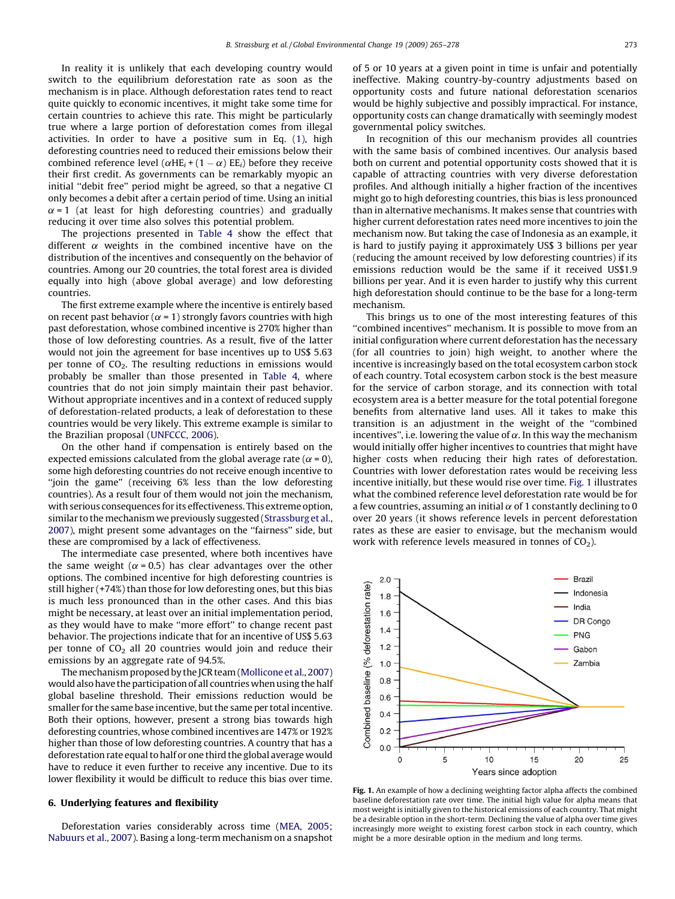In reality it is unlikely that each developing country would switch to the equilibrium deforestation rate as soon as the mechanism is in place. Although deforestation rates tend to react quite quickly to economic incentives, it might take some time for certain countries to achieve this rate. This might be particularly true where a large portion of deforestation comes from illegal activities. In order to have a positive sum in Eq. (1), high deforesting countries need to reduced their emissions below their combined reference level ($\alpha HE_i + (1 - \alpha)\, EE_i$) before they receive their first credit. As governments can be remarkably myopic an initial "debit free" period might be agreed, so that a negative CI only becomes a debit after a certain period of time. Using an initial $\alpha = 1$ (at least for high deforesting countries) and gradually reducing it over time also solves this potential problem.

The projections presented in Table 4 show the effect that different $\alpha$ weights in the combined incentive have on the distribution of the incentives and consequently on the behavior of countries. Among our 20 countries, the total forest area is divided equally into high (above global average) and low deforesting countries.

The first extreme example where the incentive is entirely based on recent past behavior ($\alpha = 1$) strongly favors countries with high past deforestation, whose combined incentive is 270% higher than those of low deforesting countries. As a result, five of the latter would not join the agreement for base incentives up to US$ 5.63 per tonne of $CO_2$. The resulting reductions in emissions would probably be smaller than those presented in Table 4, where countries that do not join simply maintain their past behavior. Without appropriate incentives and in a context of reduced supply of deforestation-related products, a leak of deforestation to these countries would be very likely. This extreme example is similar to the Brazilian proposal (UNFCCC, 2006).

On the other hand if compensation is entirely based on the expected emissions calculated from the global average rate ($\alpha = 0$), some high deforesting countries do not receive enough incentive to "join the game" (receiving 6% less than the low deforesting countries). As a result four of them would not join the mechanism, with serious consequences for its effectiveness. This extreme option, similar to the mechanism we previously suggested (Strassburg et al., 2007), might present some advantages on the "fairness" side, but these are compromised by a lack of effectiveness.

The intermediate case presented, where both incentives have the same weight ($\alpha = 0.5$) has clear advantages over the other options. The combined incentive for high deforesting countries is still higher (+74%) than those for low deforesting ones, but this bias is much less pronounced than in the other cases. And this bias might be necessary, at least over an initial implementation period, as they would have to make "more effort" to change recent past behavior. The projections indicate that for an incentive of US$ 5.63 per tonne of $CO_2$ all 20 countries would join and reduce their emissions by an aggregate rate of 94.5%.

The mechanism proposed by the JCR team (Mollicone et al., 2007) would also have the participation of all countries when using the half global baseline threshold. Their emissions reduction would be smaller for the same base incentive, but the same per total incentive. Both their options, however, present a strong bias towards high deforesting countries, whose combined incentives are 147% or 192% higher than those of low deforesting countries. A country that has a deforestation rate equal to half or one third the global average would have to reduce it even further to receive any incentive. Due to its lower flexibility it would be difficult to reduce this bias over time.

## 6. Underlying features and flexibility

Deforestation varies considerably across time (MEA, 2005; Nabuurs et al., 2007). Basing a long-term mechanism on a snapshot of 5 or 10 years at a given point in time is unfair and potentially ineffective. Making country-by-country adjustments based on opportunity costs and future national deforestation scenarios would be highly subjective and possibly impractical. For instance, opportunity costs can change dramatically with seemingly modest governmental policy switches.

In recognition of this our mechanism provides all countries with the same basis of combined incentives. Our analysis based both on current and potential opportunity costs showed that it is capable of attracting countries with very diverse deforestation profiles. And although initially a higher fraction of the incentives might go to high deforesting countries, this bias is less pronounced than in alternative mechanisms. It makes sense that countries with higher current deforestation rates need more incentives to join the mechanism now. But taking the case of Indonesia as an example, it is hard to justify paying it approximately US$ 3 billions per year (reducing the amount received by low deforesting countries) if its emissions reduction would be the same if it received US$1.9 billions per year. And it is even harder to justify why this current high deforestation should continue to be the base for a long-term mechanism.

This brings us to one of the most interesting features of this "combined incentives" mechanism. It is possible to move from an initial configuration where current deforestation has the necessary (for all countries to join) high weight, to another where the incentive is increasingly based on the total ecosystem carbon stock of each country. Total ecosystem carbon stock is the best measure for the service of carbon storage, and its connection with total ecosystem area is a better measure for the total potential foregone benefits from alternative land uses. All it takes to make this transition is an adjustment in the weight of the "combined incentives", i.e. lowering the value of $\alpha$. In this way the mechanism would initially offer higher incentives to countries that might have higher costs when reducing their high rates of deforestation. Countries with lower deforestation rates would be receiving less incentive initially, but these would rise over time. Fig. 1 illustrates what the combined reference level deforestation rate would be for a few countries, assuming an initial $\alpha$ of 1 constantly declining to 0 over 20 years (it shows reference levels in percent deforestation rates as these are easier to envisage, but the mechanism would work with reference levels measured in tonnes of $CO_2$).

Combined baseline (% deforestation rate)
2.0
1.8
1.6
1.4
1.2
1.0
0.8
0.6
0.4
0.2
0.0
0 5 10 15 20 25
Years since adoption
Brazil
Indonesia
India
DR Congo
PNG
Gabon
Zambia

**Fig. 1.** An example of how a declining weighting factor alpha affects the combined baseline deforestation rate over time. The initial high value for alpha means that most weight is initially given to the historical emissions of each country. That might be a desirable option in the short-term. Declining the value of alpha over time gives increasingly more weight to existing forest carbon stock in each country, which might be a more desirable option in the medium and long terms.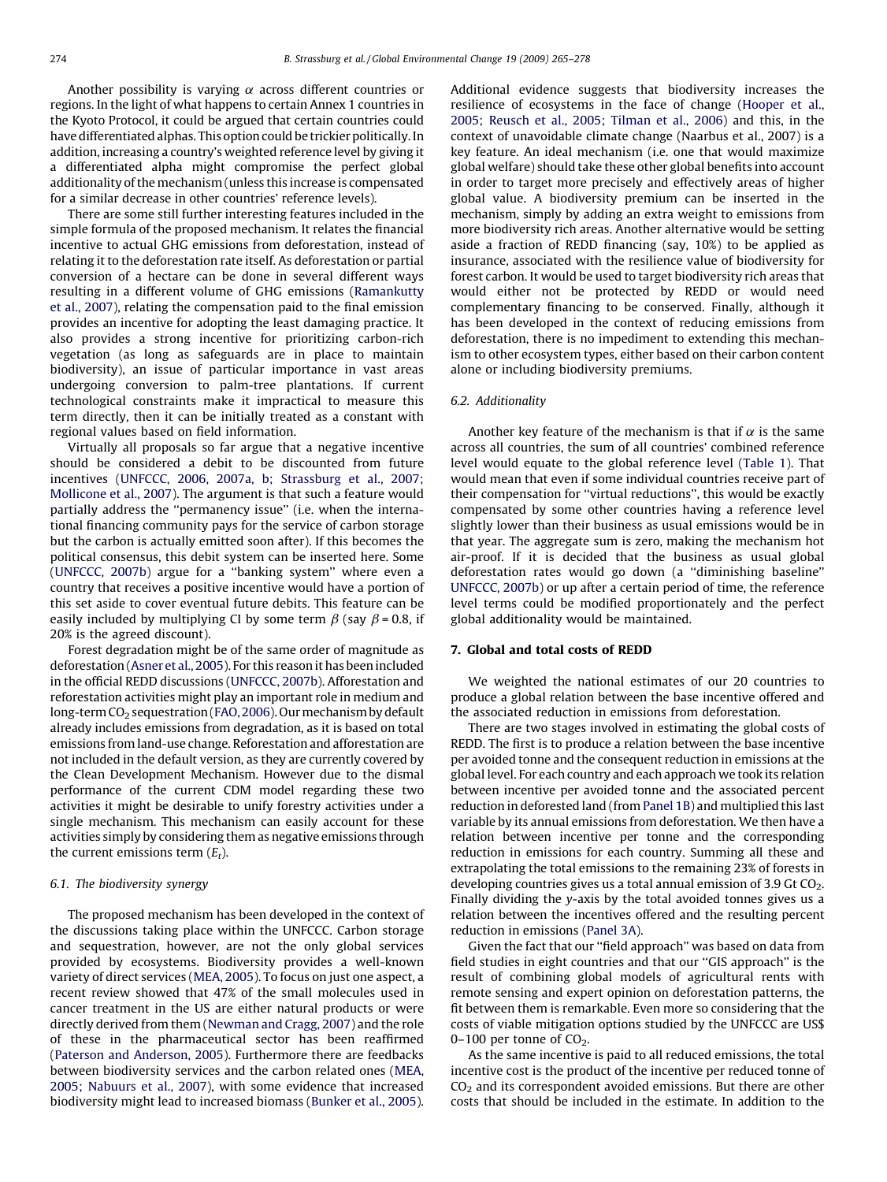Another possibility is varying $\alpha$ across different countries or regions. In the light of what happens to certain Annex 1 countries in the Kyoto Protocol, it could be argued that certain countries could have differentiated alphas. This option could be trickier politically. In addition, increasing a country's weighted reference level by giving it a differentiated alpha might compromise the perfect global additionality of the mechanism (unless this increase is compensated for a similar decrease in other countries' reference levels).

There are some still further interesting features included in the simple formula of the proposed mechanism. It relates the financial incentive to actual GHG emissions from deforestation, instead of relating it to the deforestation rate itself. As deforestation or partial conversion of a hectare can be done in several different ways resulting in a different volume of GHG emissions (Ramankutty et al., 2007), relating the compensation paid to the final emission provides an incentive for adopting the least damaging practice. It also provides a strong incentive for prioritizing carbon-rich vegetation (as long as safeguards are in place to maintain biodiversity), an issue of particular importance in vast areas undergoing conversion to palm-tree plantations. If current technological constraints make it impractical to measure this term directly, then it can be initially treated as a constant with regional values based on field information.

Virtually all proposals so far argue that a negative incentive should be considered a debit to be discounted from future incentives (UNFCCC, 2006, 2007a, b; Strassburg et al., 2007; Mollicone et al., 2007). The argument is that such a feature would partially address the "permanency issue" (i.e. when the international financing community pays for the service of carbon storage but the carbon is actually emitted soon after). If this becomes the political consensus, this debit system can be inserted here. Some (UNFCCC, 2007b) argue for a "banking system" where even a country that receives a positive incentive would have a portion of this set aside to cover eventual future debits. This feature can be easily included by multiplying CI by some term $\beta$ (say $\beta = 0.8$, if 20% is the agreed discount).

Forest degradation might be of the same order of magnitude as deforestation (Asner et al., 2005). For this reason it has been included in the official REDD discussions (UNFCCC, 2007b). Afforestation and reforestation activities might play an important role in medium and long-term $CO_2$ sequestration (FAO, 2006). Our mechanism by default already includes emissions from degradation, as it is based on total emissions from land-use change. Reforestation and afforestation are not included in the default version, as they are currently covered by the Clean Development Mechanism. However due to the dismal performance of the current CDM model regarding these two activities it might be desirable to unify forestry activities under a single mechanism. This mechanism can easily account for these activities simply by considering them as negative emissions through the current emissions term ($E_t$).

### 6.1. The biodiversity synergy

The proposed mechanism has been developed in the context of the discussions taking place within the UNFCCC. Carbon storage and sequestration, however, are not the only global services provided by ecosystems. Biodiversity provides a well-known variety of direct services (MEA, 2005). To focus on just one aspect, a recent review showed that 47% of the small molecules used in cancer treatment in the US are either natural products or were directly derived from them (Newman and Cragg, 2007) and the role of these in the pharmaceutical sector has been reaffirmed (Paterson and Anderson, 2005). Furthermore there are feedbacks between biodiversity services and the carbon related ones (MEA, 2005; Nabuurs et al., 2007), with some evidence that increased biodiversity might lead to increased biomass (Bunker et al., 2005). Additional evidence suggests that biodiversity increases the resilience of ecosystems in the face of change (Hooper et al., 2005; Reusch et al., 2005; Tilman et al., 2006) and this, in the context of unavoidable climate change (Naarbus et al., 2007) is a key feature. An ideal mechanism (i.e. one that would maximize global welfare) should take these other global benefits into account in order to target more precisely and effectively areas of higher global value. A biodiversity premium can be inserted in the mechanism, simply by adding an extra weight to emissions from more biodiversity rich areas. Another alternative would be setting aside a fraction of REDD financing (say, 10%) to be applied as insurance, associated with the resilience value of biodiversity for forest carbon. It would be used to target biodiversity rich areas that would either not be protected by REDD or would need complementary financing to be conserved. Finally, although it has been developed in the context of reducing emissions from deforestation, there is no impediment to extending this mechanism to other ecosystem types, either based on their carbon content alone or including biodiversity premiums.

### 6.2. Additionality

Another key feature of the mechanism is that if $\alpha$ is the same across all countries, the sum of all countries' combined reference level would equate to the global reference level (Table 1). That would mean that even if some individual countries receive part of their compensation for "virtual reductions", this would be exactly compensated by some other countries having a reference level slightly lower than their business as usual emissions would be in that year. The aggregate sum is zero, making the mechanism hot air-proof. If it is decided that the business as usual global deforestation rates would go down (a "diminishing baseline" UNFCCC, 2007b) or up after a certain period of time, the reference level terms could be modified proportionately and the perfect global additionality would be maintained.

## 7. Global and total costs of REDD

We weighted the national estimates of our 20 countries to produce a global relation between the base incentive offered and the associated reduction in emissions from deforestation.

There are two stages involved in estimating the global costs of REDD. The first is to produce a relation between the base incentive per avoided tonne and the consequent reduction in emissions at the global level. For each country and each approach we took its relation between incentive per avoided tonne and the associated percent reduction in deforested land (from Panel 1B) and multiplied this last variable by its annual emissions from deforestation. We then have a relation between incentive per tonne and the corresponding reduction in emissions for each country. Summing all these and extrapolating the total emissions to the remaining 23% of forests in developing countries gives us a total annual emission of 3.9 Gt $CO_2$. Finally dividing the *y*-axis by the total avoided tonnes gives us a relation between the incentives offered and the resulting percent reduction in emissions (Panel 3A).

Given the fact that our "field approach" was based on data from field studies in eight countries and that our "GIS approach" is the result of combining global models of agricultural rents with remote sensing and expert opinion on deforestation patterns, the fit between them is remarkable. Even more so considering that the costs of viable mitigation options studied by the UNFCCC are US$ 0–100 per tonne of $CO_2$.

As the same incentive is paid to all reduced emissions, the total incentive cost is the product of the incentive per reduced tonne of $CO_2$ and its correspondent avoided emissions. But there are other costs that should be included in the estimate. In addition to the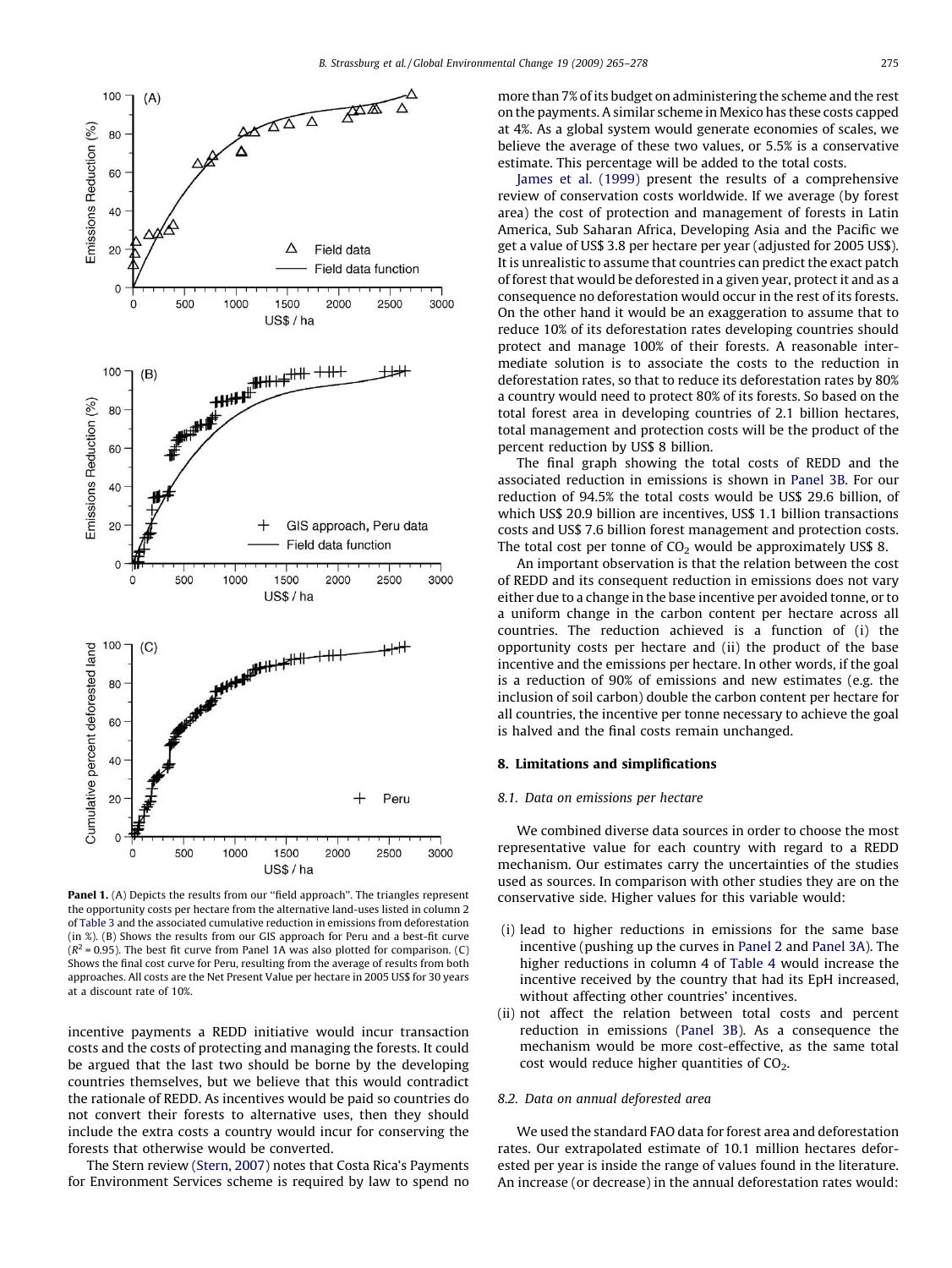Panel 1. (A) Depicts the results from our "field approach". The triangles represent the opportunity costs per hectare from the alternative land-uses listed in column 2 of Table 3 and the associated cumulative reduction in emissions from deforestation (in %). (B) Shows the results from our GIS approach for Peru and a best-fit curve ($R^2$ = 0.95). The best fit curve from Panel 1A was also plotted for comparison. (C) Shows the final cost curve for Peru, resulting from the average of results from both approaches. All costs are the Net Present Value per hectare in 2005 US$ for 30 years at a discount rate of 10%.

incentive payments a REDD initiative would incur transaction costs and the costs of protecting and managing the forests. It could be argued that the last two should be borne by the developing countries themselves, but we believe that this would contradict the rationale of REDD. As incentives would be paid so countries do not convert their forests to alternative uses, then they should include the extra costs a country would incur for conserving the forests that otherwise would be converted.

The Stern review (Stern, 2007) notes that Costa Rica's Payments for Environment Services scheme is required by law to spend no more than 7% of its budget on administering the scheme and the rest on the payments. A similar scheme in Mexico has these costs capped at 4%. As a global system would generate economies of scales, we believe the average of these two values, or 5.5% is a conservative estimate. This percentage will be added to the total costs.

James et al. (1999) present the results of a comprehensive review of conservation costs worldwide. If we average (by forest area) the cost of protection and management of forests in Latin America, Sub Saharan Africa, Developing Asia and the Pacific we get a value of US$ 3.8 per hectare per year (adjusted for 2005 US$). It is unrealistic to assume that countries can predict the exact patch of forest that would be deforested in a given year, protect it and as a consequence no deforestation would occur in the rest of its forests. On the other hand it would be an exaggeration to assume that to reduce 10% of its deforestation rates developing countries should protect and manage 100% of their forests. A reasonable intermediate solution is to associate the costs to the reduction in deforestation rates, so that to reduce its deforestation rates by 80% a country would need to protect 80% of its forests. So based on the total forest area in developing countries of 2.1 billion hectares, total management and protection costs will be the product of the percent reduction by US$ 8 billion.

The final graph showing the total costs of REDD and the associated reduction in emissions is shown in Panel 3B. For our reduction of 94.5% the total costs would be US$ 29.6 billion, of which US$ 20.9 billion are incentives, US$ 1.1 billion transactions costs and US$ 7.6 billion forest management and protection costs. The total cost per tonne of $CO_2$ would be approximately US$ 8.

An important observation is that the relation between the cost of REDD and its consequent reduction in emissions does not vary either due to a change in the base incentive per avoided tonne, or to a uniform change in the carbon content per hectare across all countries. The reduction achieved is a function of (i) the opportunity costs per hectare and (ii) the product of the base incentive and the emissions per hectare. In other words, if the goal is a reduction of 90% of emissions and new estimates (e.g. the inclusion of soil carbon) double the carbon content per hectare for all countries, the incentive per tonne necessary to achieve the goal is halved and the final costs remain unchanged.

## 8. Limitations and simplifications

### 8.1. Data on emissions per hectare

We combined diverse data sources in order to choose the most representative value for each country with regard to a REDD mechanism. Our estimates carry the uncertainties of the studies used as sources. In comparison with other studies they are on the conservative side. Higher values for this variable would:

(i) lead to higher reductions in emissions for the same base incentive (pushing up the curves in Panel 2 and Panel 3A). The higher reductions in column 4 of Table 4 would increase the incentive received by the country that had its EpH increased, without affecting other countries' incentives.

(ii) not affect the relation between total costs and percent reduction in emissions (Panel 3B). As a consequence the mechanism would be more cost-effective, as the same total cost would reduce higher quantities of $CO_2$.

### 8.2. Data on annual deforested area

We used the standard FAO data for forest area and deforestation rates. Our extrapolated estimate of 10.1 million hectares deforested per year is inside the range of values found in the literature. An increase (or decrease) in the annual deforestation rates would: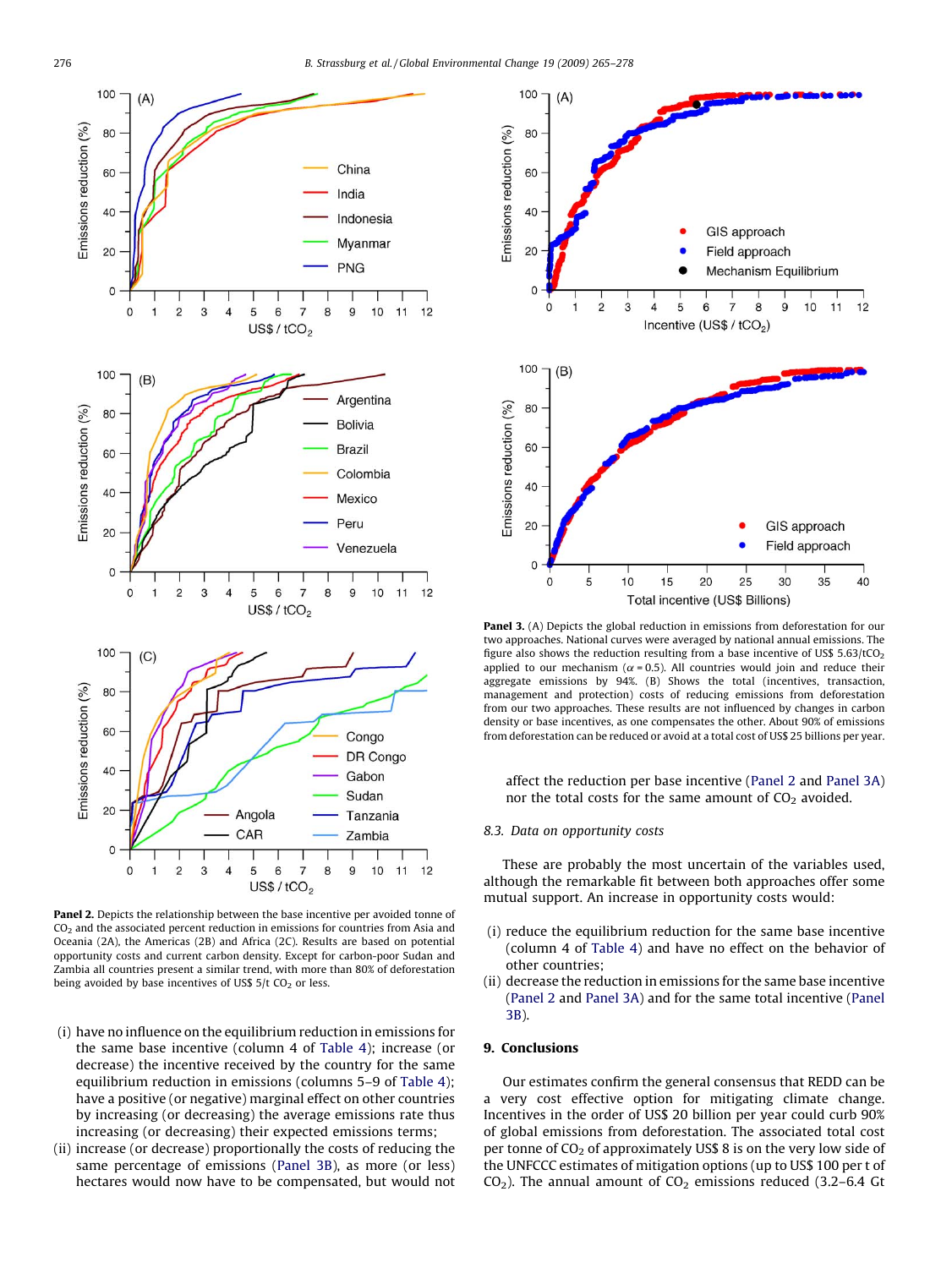**Panel 2.** Depicts the relationship between the base incentive per avoided tonne of $CO_2$ and the associated percent reduction in emissions for countries from Asia and Oceania (2A), the Americas (2B) and Africa (2C). Results are based on potential opportunity costs and current carbon density. Except for carbon-poor Sudan and Zambia all countries present a similar trend, with more than 80% of deforestation being avoided by base incentives of US$ 5/t $CO_2$ or less.

(i) have no influence on the equilibrium reduction in emissions for the same base incentive (column 4 of Table 4); increase (or decrease) the incentive received by the country for the same equilibrium reduction in emissions (columns 5–9 of Table 4); have a positive (or negative) marginal effect on other countries by increasing (or decreasing) the average emissions rate thus increasing (or decreasing) their expected emissions terms;

(ii) increase (or decrease) proportionally the costs of reducing the same percentage of emissions (Panel 3B), as more (or less) hectares would now have to be compensated, but would not affect the reduction per base incentive (Panel 2 and Panel 3A) nor the total costs for the same amount of $CO_2$ avoided.

**Panel 3.** (A) Depicts the global reduction in emissions from deforestation for our two approaches. National curves were averaged by national annual emissions. The figure also shows the reduction resulting from a base incentive of US$ 5.63/t$CO_2$ applied to our mechanism ($\alpha = 0.5$). All countries would join and reduce their aggregate emissions by 94%. (B) Shows the total (incentives, transaction, management and protection) costs of reducing emissions from deforestation from our two approaches. These results are not influenced by changes in carbon density or base incentives, as one compensates the other. About 90% of emissions from deforestation can be reduced or avoid at a total cost of US$ 25 billions per year.

### *8.3. Data on opportunity costs*

These are probably the most uncertain of the variables used, although the remarkable fit between both approaches offer some mutual support. An increase in opportunity costs would:

(i) reduce the equilibrium reduction for the same base incentive (column 4 of Table 4) and have no effect on the behavior of other countries;

(ii) decrease the reduction in emissions for the same base incentive (Panel 2 and Panel 3A) and for the same total incentive (Panel 3B).

## 9. Conclusions

Our estimates confirm the general consensus that REDD can be a very cost effective option for mitigating climate change. Incentives in the order of US$ 20 billion per year could curb 90% of global emissions from deforestation. The associated total cost per tonne of $CO_2$ of approximately US$ 8 is on the very low side of the UNFCCC estimates of mitigation options (up to US$ 100 per t of $CO_2$). The annual amount of $CO_2$ emissions reduced (3.2–6.4 Gt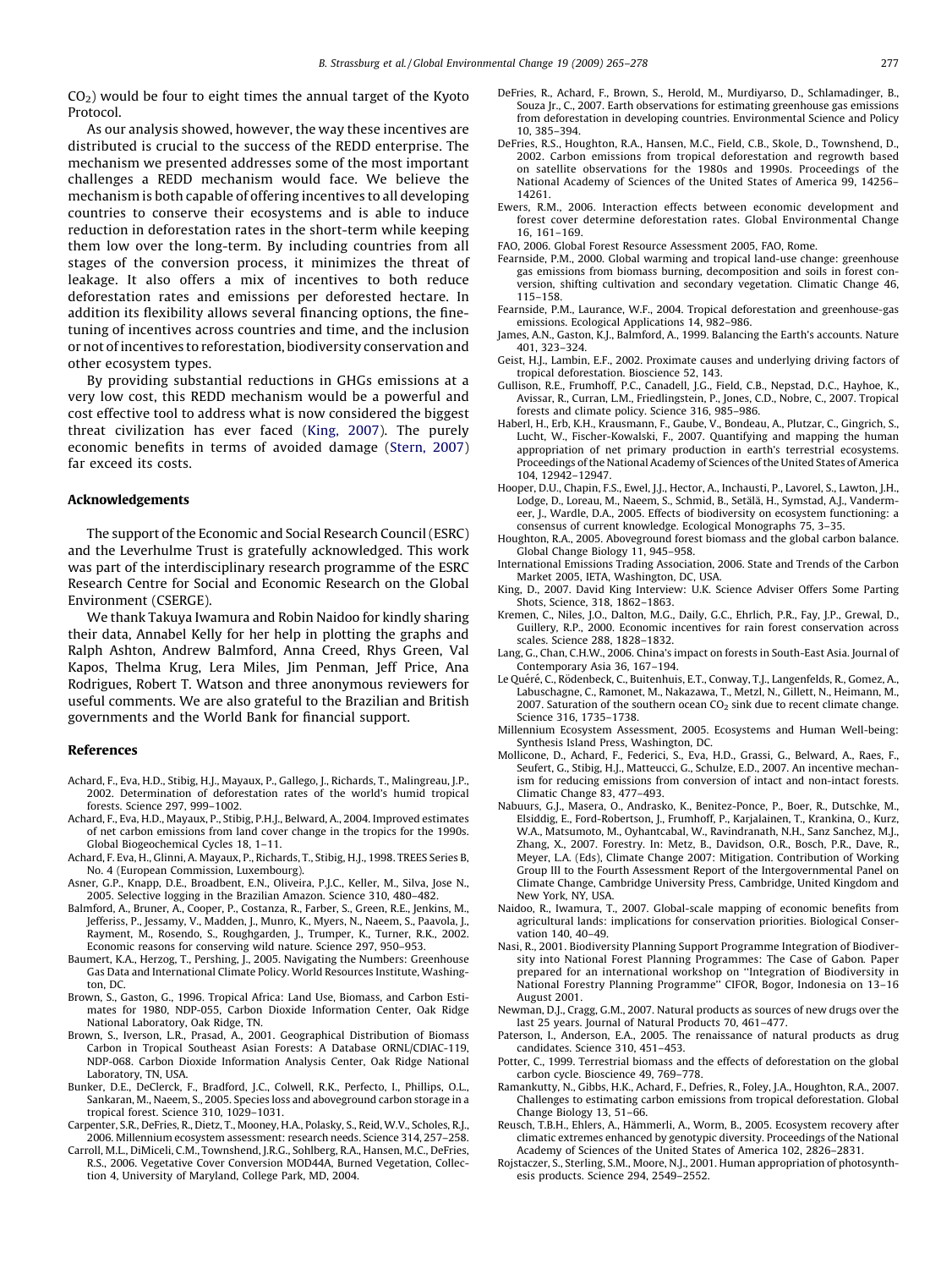$CO_2$) would be four to eight times the annual target of the Kyoto Protocol.

As our analysis showed, however, the way these incentives are distributed is crucial to the success of the REDD enterprise. The mechanism we presented addresses some of the most important challenges a REDD mechanism would face. We believe the mechanism is both capable of offering incentives to all developing countries to conserve their ecosystems and is able to induce reduction in deforestation rates in the short-term while keeping them low over the long-term. By including countries from all stages of the conversion process, it minimizes the threat of leakage. It also offers a mix of incentives to both reduce deforestation rates and emissions per deforested hectare. In addition its flexibility allows several financing options, the fine-tuning of incentives across countries and time, and the inclusion or not of incentives to reforestation, biodiversity conservation and other ecosystem types.

By providing substantial reductions in GHGs emissions at a very low cost, this REDD mechanism would be a powerful and cost effective tool to address what is now considered the biggest threat civilization has ever faced (King, 2007). The purely economic benefits in terms of avoided damage (Stern, 2007) far exceed its costs.

## Acknowledgements

The support of the Economic and Social Research Council (ESRC) and the Leverhulme Trust is gratefully acknowledged. This work was part of the interdisciplinary research programme of the ESRC Research Centre for Social and Economic Research on the Global Environment (CSERGE).

We thank Takuya Iwamura and Robin Naidoo for kindly sharing their data, Annabel Kelly for her help in plotting the graphs and Ralph Ashton, Andrew Balmford, Anna Creed, Rhys Green, Val Kapos, Thelma Krug, Lera Miles, Jim Penman, Jeff Price, Ana Rodrigues, Robert T. Watson and three anonymous reviewers for useful comments. We are also grateful to the Brazilian and British governments and the World Bank for financial support.

## References

Achard, F., Eva, H.D., Stibig, H.J., Mayaux, P., Gallego, J., Richards, T., Malingreau, J.P., 2002. Determination of deforestation rates of the world's humid tropical forests. Science 297, 999–1002.

Achard, F., Eva, H.D., Mayaux, P., Stibig, P.H.J., Belward, A., 2004. Improved estimates of net carbon emissions from land cover change in the tropics for the 1990s. Global Biogeochemical Cycles 18, 1–11.

Achard, F. Eva, H., Glinni, A. Mayaux, P., Richards, T., Stibig, H.J., 1998. TREES Series B, No. 4 (European Commission, Luxembourg).

Asner, G.P., Knapp, D.E., Broadbent, E.N., Oliveira, P.J.C., Keller, M., Silva, Jose N., 2005. Selective logging in the Brazilian Amazon. Science 310, 480–482.

Balmford, A., Bruner, A., Cooper, P., Costanza, R., Farber, S., Green, R.E., Jenkins, M., Jefferiss, P., Jessamy, V., Madden, J., Munro, K., Myers, N., Naeem, S., Paavola, J., Rayment, M., Rosendo, S., Roughgarden, J., Trumper, K., Turner, R.K., 2002. Economic reasons for conserving wild nature. Science 297, 950–953.

Baumert, K.A., Herzog, T., Pershing, J., 2005. Navigating the Numbers: Greenhouse Gas Data and International Climate Policy. World Resources Institute, Washington, DC.

Brown, S., Gaston, G., 1996. Tropical Africa: Land Use, Biomass, and Carbon Estimates for 1980, NDP-055, Carbon Dioxide Information Center, Oak Ridge National Laboratory, Oak Ridge, TN.

Brown, S., Iverson, L.R., Prasad, A., 2001. Geographical Distribution of Biomass Carbon in Tropical Southeast Asian Forests: A Database ORNL/CDIAC-119, NDP-068. Carbon Dioxide Information Analysis Center, Oak Ridge National Laboratory, TN, USA.

Bunker, D.E., DeClerck, F., Bradford, J.C., Colwell, R.K., Perfecto, I., Phillips, O.L., Sankaran, M., Naeem, S., 2005. Species loss and aboveground carbon storage in a tropical forest. Science 310, 1029–1031.

Carpenter, S.R., DeFries, R., Dietz, T., Mooney, H.A., Polasky, S., Reid, W.V., Scholes, R.J., 2006. Millennium ecosystem assessment: research needs. Science 314, 257–258.

Carroll, M.L., DiMiceli, C.M., Townshend, J.R.G., Sohlberg, R.A., Hansen, M.C., DeFries, R.S., 2006. Vegetative Cover Conversion MOD44A, Burned Vegetation, Collection 4, University of Maryland, College Park, MD, 2004.

DeFries, R., Achard, F., Brown, S., Herold, M., Murdiyarso, D., Schlamadinger, B., Souza Jr., C., 2007. Earth observations for estimating greenhouse gas emissions from deforestation in developing countries. Environmental Science and Policy 10, 385–394.

DeFries, R.S., Houghton, R.A., Hansen, M.C., Field, C.B., Skole, D., Townshend, D., 2002. Carbon emissions from tropical deforestation and regrowth based on satellite observations for the 1980s and 1990s. Proceedings of the National Academy of Sciences of the United States of America 99, 14256–14261.

Ewers, R.M., 2006. Interaction effects between economic development and forest cover determine deforestation rates. Global Environmental Change 16, 161–169.

FAO, 2006. Global Forest Resource Assessment 2005, FAO, Rome.

Fearnside, P.M., 2000. Global warming and tropical land-use change: greenhouse gas emissions from biomass burning, decomposition and soils in forest conversion, shifting cultivation and secondary vegetation. Climatic Change 46, 115–158.

Fearnside, P.M., Laurance, W.F., 2004. Tropical deforestation and greenhouse-gas emissions. Ecological Applications 14, 982–986.

James, A.N., Gaston, K.J., Balmford, A., 1999. Balancing the Earth's accounts. Nature 401, 323–324.

Geist, H.J., Lambin, E.F., 2002. Proximate causes and underlying driving factors of tropical deforestation. Bioscience 52, 143.

Gullison, R.E., Frumhoff, P.C., Canadell, J.G., Field, C.B., Nepstad, D.C., Hayhoe, K., Avissar, R., Curran, L.M., Friedlingstein, P., Jones, C.D., Nobre, C., 2007. Tropical forests and climate policy. Science 316, 985–986.

Haberl, H., Erb, K.H., Krausmann, F., Gaube, V., Bondeau, A., Plutzar, C., Gingrich, S., Lucht, W., Fischer-Kowalski, F., 2007. Quantifying and mapping the human appropriation of net primary production in earth's terrestrial ecosystems. Proceedings of the National Academy of Sciences of the United States of America 104, 12942–12947.

Hooper, D.U., Chapin, F.S., Ewel, J.J., Hector, A., Inchausti, P., Lavorel, S., Lawton, J.H., Lodge, D., Loreau, M., Naeem, S., Schmid, B., Setälä, H., Symstad, A.J., Vandermeer, J., Wardle, D.A., 2005. Effects of biodiversity on ecosystem functioning: a consensus of current knowledge. Ecological Monographs 75, 3–35.

Houghton, R.A., 2005. Aboveground forest biomass and the global carbon balance. Global Change Biology 11, 945–958.

International Emissions Trading Association, 2006. State and Trends of the Carbon Market 2005, IETA, Washington, DC, USA.

King, D., 2007. David King Interview: U.K. Science Adviser Offers Some Parting Shots, Science, 318, 1862–1863.

Kremen, C., Niles, J.O., Dalton, M.G., Daily, G.C., Ehrlich, P.R., Fay, J.P., Grewal, D., Guillery, R.P., 2000. Economic incentives for rain forest conservation across scales. Science 288, 1828–1832.

Lang, G., Chan, C.H.W., 2006. China's impact on forests in South-East Asia. Journal of Contemporary Asia 36, 167–194.

Le Quéré, C., Rödenbeck, C., Buitenhuis, E.T., Conway, T.J., Langenfelds, R., Gomez, A., Labuschagne, C., Ramonet, M., Nakazawa, T., Metzl, N., Gillett, N., Heimann, M., 2007. Saturation of the southern ocean $CO_2$ sink due to recent climate change. Science 316, 1735–1738.

Millennium Ecosystem Assessment, 2005. Ecosystems and Human Well-being: Synthesis Island Press, Washington, DC.

Mollicone, D., Achard, F., Federici, S., Eva, H.D., Grassi, G., Belward, A., Raes, F., Seufert, G., Stibig, H.J., Matteucci, G., Schulze, E.D., 2007. An incentive mechanism for reducing emissions from conversion of intact and non-intact forests. Climatic Change 83, 477–493.

Nabuurs, G.J., Masera, O., Andrasko, K., Benitez-Ponce, P., Boer, R., Dutschke, M., Elsiddig, E., Ford-Robertson, J., Frumhoff, P., Karjalainen, T., Krankina, O., Kurz, W.A., Matsumoto, M., Oyhantcabal, W., Ravindranath, N.H., Sanz Sanchez, M.J., Zhang, X., 2007. Forestry. In: Metz, B., Davidson, O.R., Bosch, P.R., Dave, R., Meyer, L.A. (Eds), Climate Change 2007: Mitigation. Contribution of Working Group III to the Fourth Assessment Report of the Intergovernmental Panel on Climate Change, Cambridge University Press, Cambridge, United Kingdom and New York, NY, USA.

Naidoo, R., Iwamura, T., 2007. Global-scale mapping of economic benefits from agricultural lands: implications for conservation priorities. Biological Conservation 140, 40–49.

Nasi, R., 2001. Biodiversity Planning Support Programme Integration of Biodiversity into National Forest Planning Programmes: The Case of Gabon. Paper prepared for an international workshop on ''Integration of Biodiversity in National Forestry Planning Programme'' CIFOR, Bogor, Indonesia on 13–16 August 2001.

Newman, D.J., Cragg, G.M., 2007. Natural products as sources of new drugs over the last 25 years. Journal of Natural Products 70, 461–477.

Paterson, I., Anderson, E.A., 2005. The renaissance of natural products as drug candidates. Science 310, 451–453.

Potter, C., 1999. Terrestrial biomass and the effects of deforestation on the global carbon cycle. Bioscience 49, 769–778.

Ramankutty, N., Gibbs, H.K., Achard, F., Defries, R., Foley, J.A., Houghton, R.A., 2007. Challenges to estimating carbon emissions from tropical deforestation. Global Change Biology 13, 51–66.

Reusch, T.B.H., Ehlers, A., Hämmerli, A., Worm, B., 2005. Ecosystem recovery after climatic extremes enhanced by genotypic diversity. Proceedings of the National Academy of Sciences of the United States of America 102, 2826–2831.

Rojstaczer, S., Sterling, S.M., Moore, N.J., 2001. Human appropriation of photosynthesis products. Science 294, 2549–2552.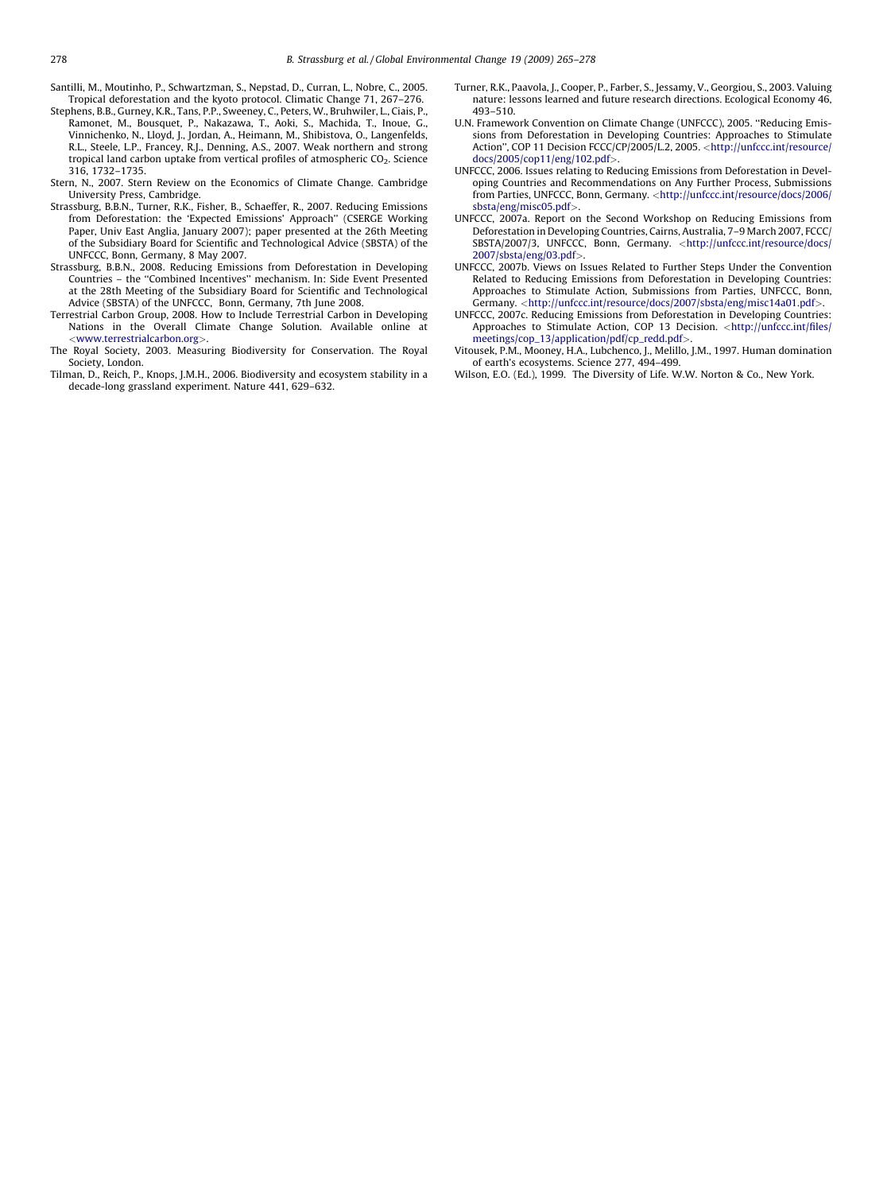Santilli, M., Moutinho, P., Schwartzman, S., Nepstad, D., Curran, L., Nobre, C., 2005. Tropical deforestation and the kyoto protocol. Climatic Change 71, 267–276.

Stephens, B.B., Gurney, K.R., Tans, P.P., Sweeney, C., Peters, W., Bruhwiler, L., Ciais, P., Ramonet, M., Bousquet, P., Nakazawa, T., Aoki, S., Machida, T., Inoue, G., Vinnichenko, N., Lloyd, J., Jordan, A., Heimann, M., Shibistova, O., Langenfelds, R.L., Steele, L.P., Francey, R.J., Denning, A.S., 2007. Weak northern and strong tropical land carbon uptake from vertical profiles of atmospheric $CO_2$. Science 316, 1732–1735.

Stern, N., 2007. Stern Review on the Economics of Climate Change. Cambridge University Press, Cambridge.

Strassburg, B.B.N., Turner, R.K., Fisher, B., Schaeffer, R., 2007. Reducing Emissions from Deforestation: the 'Expected Emissions' Approach'' (CSERGE Working Paper, Univ East Anglia, January 2007); paper presented at the 26th Meeting of the Subsidiary Board for Scientific and Technological Advice (SBSTA) of the UNFCCC, Bonn, Germany, 8 May 2007.

Strassburg, B.B.N., 2008. Reducing Emissions from Deforestation in Developing Countries – the ''Combined Incentives'' mechanism. In: Side Event Presented at the 28th Meeting of the Subsidiary Board for Scientific and Technological Advice (SBSTA) of the UNFCCC, Bonn, Germany, 7th June 2008.

Terrestrial Carbon Group, 2008. How to Include Terrestrial Carbon in Developing Nations in the Overall Climate Change Solution. Available online at <www.terrestrialcarbon.org>.

The Royal Society, 2003. Measuring Biodiversity for Conservation. The Royal Society, London.

Tilman, D., Reich, P., Knops, J.M.H., 2006. Biodiversity and ecosystem stability in a decade-long grassland experiment. Nature 441, 629–632.

Turner, R.K., Paavola, J., Cooper, P., Farber, S., Jessamy, V., Georgiou, S., 2003. Valuing nature: lessons learned and future research directions. Ecological Economy 46, 493–510.

U.N. Framework Convention on Climate Change (UNFCCC), 2005. ''Reducing Emissions from Deforestation in Developing Countries: Approaches to Stimulate Action'', COP 11 Decision FCCC/CP/2005/L.2, 2005. <http://unfccc.int/resource/docs/2005/cop11/eng/102.pdf>.

UNFCCC, 2006. Issues relating to Reducing Emissions from Deforestation in Developing Countries and Recommendations on Any Further Process, Submissions from Parties, UNFCCC, Bonn, Germany. <http://unfccc.int/resource/docs/2006/sbsta/eng/misc05.pdf>.

UNFCCC, 2007a. Report on the Second Workshop on Reducing Emissions from Deforestation in Developing Countries, Cairns, Australia, 7–9 March 2007, FCCC/SBSTA/2007/3, UNFCCC, Bonn, Germany. <http://unfccc.int/resource/docs/2007/sbsta/eng/03.pdf>.

UNFCCC, 2007b. Views on Issues Related to Further Steps Under the Convention Related to Reducing Emissions from Deforestation in Developing Countries: Approaches to Stimulate Action, Submissions from Parties, UNFCCC, Bonn, Germany. <http://unfccc.int/resource/docs/2007/sbsta/eng/misc14a01.pdf>.

UNFCCC, 2007c. Reducing Emissions from Deforestation in Developing Countries: Approaches to Stimulate Action, COP 13 Decision. <http://unfccc.int/files/meetings/cop_13/application/pdf/cp_redd.pdf>.

Vitousek, P.M., Mooney, H.A., Lubchenco, J., Melillo, J.M., 1997. Human domination of earth's ecosystems. Science 277, 494–499.

Wilson, E.O. (Ed.), 1999. The Diversity of Life. W.W. Norton & Co., New York.